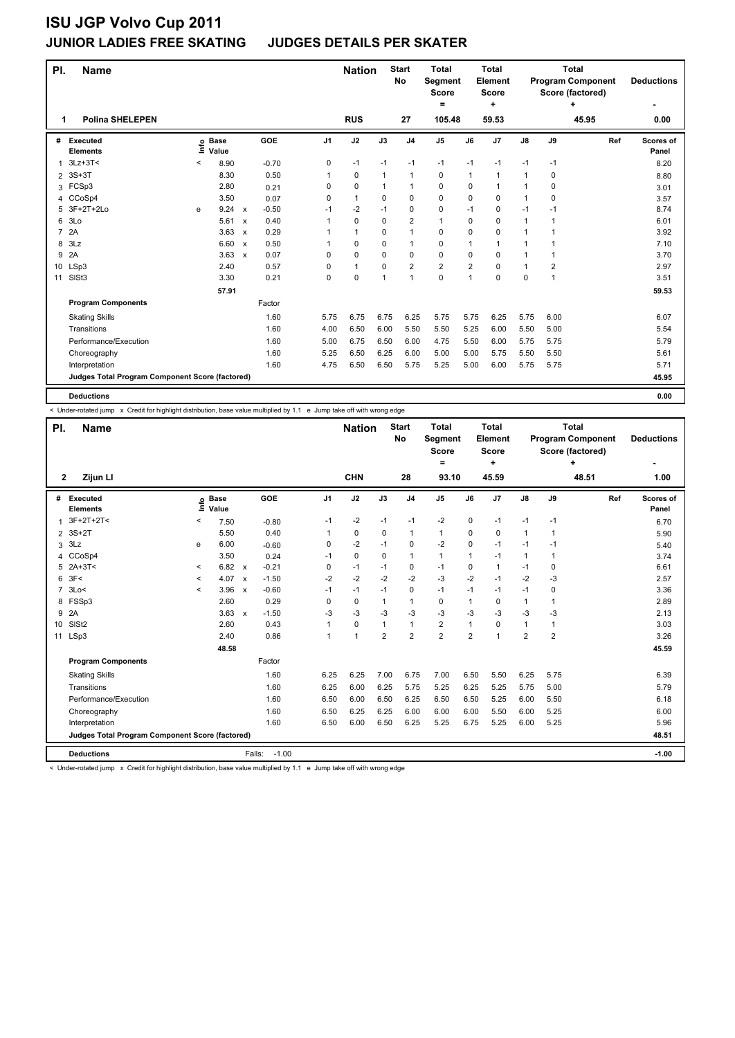# ISU JGP Volvo Cup 2011

## JUNIOR LADIES FREE SKATING JUDGES DETAILS PER SKATER

| Pl. | Name | Nation | Start No | Total Segment Score = | Total Element Score + | Total Program Component Score (factored) + | Deductions - |
|---|---|---|---|---|---|---|---|
| 1 | Polina SHELEPEN | RUS | 27 | 105.48 | 59.53 | 45.95 | 0.00 |

| # | Executed Elements | Info | Base Value | | GOE | J1 | J2 | J3 | J4 | J5 | J6 | J7 | J8 | J9 | Ref | Scores of Panel |
|---|---|---|---|---|---|---|---|---|---|---|---|---|---|---|---|---|
| 1 | 3Lz+3T< | < | 8.90 | | -0.70 | 0 | -1 | -1 | -1 | -1 | -1 | -1 | -1 | -1 | | 8.20 |
| 2 | 3S+3T | | 8.30 | | 0.50 | 1 | 0 | 1 | 1 | 0 | 1 | 1 | 1 | 0 | | 8.80 |
| 3 | FCSp3 | | 2.80 | | 0.21 | 0 | 0 | 1 | 1 | 0 | 0 | 1 | 1 | 0 | | 3.01 |
| 4 | CCoSp4 | | 3.50 | | 0.07 | 0 | 1 | 0 | 0 | 0 | 0 | 0 | 1 | 0 | | 3.57 |
| 5 | 3F+2T+2Lo | e | 9.24 | x | -0.50 | -1 | -2 | -1 | 0 | 0 | -1 | 0 | -1 | -1 | | 8.74 |
| 6 | 3Lo | | 5.61 | x | 0.40 | 1 | 0 | 0 | 2 | 1 | 0 | 0 | 1 | 1 | | 6.01 |
| 7 | 2A | | 3.63 | x | 0.29 | 1 | 1 | 0 | 1 | 0 | 0 | 0 | 1 | 1 | | 3.92 |
| 8 | 3Lz | | 6.60 | x | 0.50 | 1 | 0 | 0 | 1 | 0 | 1 | 1 | 1 | 1 | | 7.10 |
| 9 | 2A | | 3.63 | x | 0.07 | 0 | 0 | 0 | 0 | 0 | 0 | 0 | 1 | 1 | | 3.70 |
| 10 | LSp3 | | 2.40 | | 0.57 | 0 | 1 | 0 | 2 | 2 | 2 | 0 | 1 | 2 | | 2.97 |
| 11 | SlSt3 | | 3.30 | | 0.21 | 0 | 0 | 1 | 1 | 0 | 1 | 0 | 0 | 1 | | 3.51 |
| | | | 57.91 | | | | | | | | | | | | | 59.53 |

| Program Components | Factor | J1 | J2 | J3 | J4 | J5 | J6 | J7 | J8 | J9 | Ref | Scores of Panel |
|---|---|---|---|---|---|---|---|---|---|---|---|---|
| Skating Skills | 1.60 | 5.75 | 6.75 | 6.75 | 6.25 | 5.75 | 5.75 | 6.25 | 5.75 | 6.00 | | 6.07 |
| Transitions | 1.60 | 4.00 | 6.50 | 6.00 | 5.50 | 5.50 | 5.25 | 6.00 | 5.50 | 5.00 | | 5.54 |
| Performance/Execution | 1.60 | 5.00 | 6.75 | 6.50 | 6.00 | 4.75 | 5.50 | 6.00 | 5.75 | 5.75 | | 5.79 |
| Choreography | 1.60 | 5.25 | 6.50 | 6.25 | 6.00 | 5.00 | 5.00 | 5.75 | 5.50 | 5.50 | | 5.61 |
| Interpretation | 1.60 | 4.75 | 6.50 | 6.50 | 5.75 | 5.25 | 5.00 | 6.00 | 5.75 | 5.75 | | 5.71 |
| Judges Total Program Component Score (factored) | | | | | | | | | | | | 45.95 |

**Deductions** 0.00

< Under-rotated jump x Credit for highlight distribution, base value multiplied by 1.1 e Jump take off with wrong edge

| Pl. | Name | Nation | Start No | Total Segment Score = | Total Element Score + | Total Program Component Score (factored) + | Deductions - |
|---|---|---|---|---|---|---|---|
| 2 | Zijun LI | CHN | 28 | 93.10 | 45.59 | 48.51 | 1.00 |

| # | Executed Elements | Info | Base Value | | GOE | J1 | J2 | J3 | J4 | J5 | J6 | J7 | J8 | J9 | Ref | Scores of Panel |
|---|---|---|---|---|---|---|---|---|---|---|---|---|---|---|---|---|
| 1 | 3F+2T+2T< | < | 7.50 | | -0.80 | -1 | -2 | -1 | -1 | -2 | 0 | -1 | -1 | -1 | | 6.70 |
| 2 | 3S+2T | | 5.50 | | 0.40 | 1 | 0 | 0 | 1 | 1 | 0 | 0 | 1 | 1 | | 5.90 |
| 3 | 3Lz | e | 6.00 | | -0.60 | 0 | -2 | -1 | 0 | -2 | 0 | -1 | -1 | -1 | | 5.40 |
| 4 | CCoSp4 | | 3.50 | | 0.24 | -1 | 0 | 0 | 1 | 1 | 1 | -1 | 1 | 1 | | 3.74 |
| 5 | 2A+3T< | < | 6.82 | x | -0.21 | 0 | -1 | -1 | 0 | -1 | 0 | 1 | -1 | 0 | | 6.61 |
| 6 | 3F< | < | 4.07 | x | -1.50 | -2 | -2 | -2 | -2 | -3 | -2 | -1 | -2 | -3 | | 2.57 |
| 7 | 3Lo< | < | 3.96 | x | -0.60 | -1 | -1 | -1 | 0 | -1 | -1 | -1 | -1 | 0 | | 3.36 |
| 8 | FSSp3 | | 2.60 | | 0.29 | 0 | 0 | 1 | 1 | 0 | 1 | 0 | 1 | 1 | | 2.89 |
| 9 | 2A | | 3.63 | x | -1.50 | -3 | -3 | -3 | -3 | -3 | -3 | -3 | -3 | -3 | | 2.13 |
| 10 | SlSt2 | | 2.60 | | 0.43 | 1 | 0 | 1 | 1 | 2 | 1 | 0 | 1 | 1 | | 3.03 |
| 11 | LSp3 | | 2.40 | | 0.86 | 1 | 1 | 2 | 2 | 2 | 2 | 1 | 2 | 2 | | 3.26 |
| | | | 48.58 | | | | | | | | | | | | | 45.59 |

| Program Components | Factor | J1 | J2 | J3 | J4 | J5 | J6 | J7 | J8 | J9 | Ref | Scores of Panel |
|---|---|---|---|---|---|---|---|---|---|---|---|---|
| Skating Skills | 1.60 | 6.25 | 6.25 | 7.00 | 6.75 | 7.00 | 6.50 | 5.50 | 6.25 | 5.75 | | 6.39 |
| Transitions | 1.60 | 6.25 | 6.00 | 6.25 | 5.75 | 5.25 | 6.25 | 5.25 | 5.75 | 5.00 | | 5.79 |
| Performance/Execution | 1.60 | 6.50 | 6.00 | 6.50 | 6.25 | 6.50 | 6.50 | 5.25 | 6.00 | 5.50 | | 6.18 |
| Choreography | 1.60 | 6.50 | 6.25 | 6.25 | 6.00 | 6.00 | 6.00 | 5.50 | 6.00 | 5.25 | | 6.00 |
| Interpretation | 1.60 | 6.50 | 6.00 | 6.50 | 6.25 | 5.25 | 6.75 | 5.25 | 6.00 | 5.25 | | 5.96 |
| Judges Total Program Component Score (factored) | | | | | | | | | | | | 48.51 |

**Deductions** Falls: -1.00 -1.00

< Under-rotated jump x Credit for highlight distribution, base value multiplied by 1.1 e Jump take off with wrong edge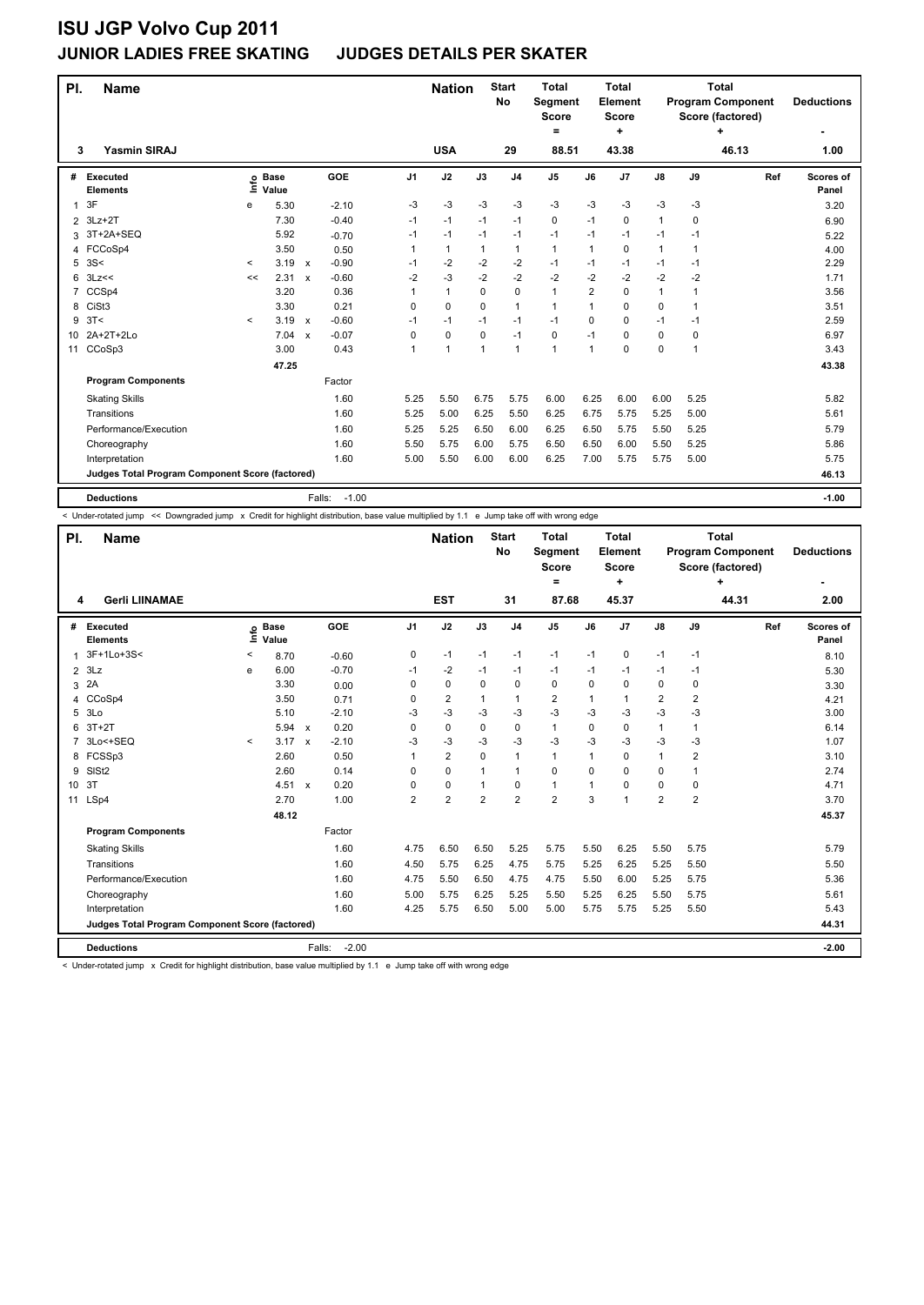# ISU JGP Volvo Cup 2011

## JUNIOR LADIES FREE SKATING JUDGES DETAILS PER SKATER

| Pl. | Name | Nation | Start No | Total Segment Score = | Total Element Score + | Total Program Component Score (factored) + | Deductions - |
|---|---|---|---|---|---|---|---|
| 3 | Yasmin SIRAJ | USA | 29 | 88.51 | 43.38 | 46.13 | 1.00 |

| # | Executed Elements | Info | Base Value | | GOE | J1 | J2 | J3 | J4 | J5 | J6 | J7 | J8 | J9 | Ref | Scores of Panel |
|---|---|---|---|---|---|---|---|---|---|---|---|---|---|---|---|---|
| 1 | 3F | e | 5.30 | | -2.10 | -3 | -3 | -3 | -3 | -3 | -3 | -3 | -3 | -3 | | 3.20 |
| 2 | 3Lz+2T | | 7.30 | | -0.40 | -1 | -1 | -1 | -1 | 0 | -1 | 0 | 1 | 0 | | 6.90 |
| 3 | 3T+2A+SEQ | | 5.92 | | -0.70 | -1 | -1 | -1 | -1 | -1 | -1 | -1 | -1 | -1 | | 5.22 |
| 4 | FCCoSp4 | | 3.50 | | 0.50 | 1 | 1 | 1 | 1 | 1 | 1 | 0 | 1 | 1 | | 4.00 |
| 5 | 3S< | < | 3.19 | x | -0.90 | -1 | -2 | -2 | -2 | -1 | -1 | -1 | -1 | -1 | | 2.29 |
| 6 | 3Lz<< | << | 2.31 | x | -0.60 | -2 | -3 | -2 | -2 | -2 | -2 | -2 | -2 | -2 | | 1.71 |
| 7 | CCSp4 | | 3.20 | | 0.36 | 1 | 1 | 0 | 0 | 1 | 2 | 0 | 1 | 1 | | 3.56 |
| 8 | CiSt3 | | 3.30 | | 0.21 | 0 | 0 | 0 | 1 | 1 | 1 | 0 | 0 | 1 | | 3.51 |
| 9 | 3T< | < | 3.19 | x | -0.60 | -1 | -1 | -1 | -1 | -1 | 0 | 0 | -1 | -1 | | 2.59 |
| 10 | 2A+2T+2Lo | | 7.04 | x | -0.07 | 0 | 0 | 0 | -1 | 0 | -1 | 0 | 0 | 0 | | 6.97 |
| 11 | CCoSp3 | | 3.00 | | 0.43 | 1 | 1 | 1 | 1 | 1 | 1 | 0 | 0 | 1 | | 3.43 |
| | | | 47.25 | | | | | | | | | | | | | 43.38 |
| | **Program Components** | | | | Factor | | | | | | | | | | | |
| | Skating Skills | | | | 1.60 | 5.25 | 5.50 | 6.75 | 5.75 | 6.00 | 6.25 | 6.00 | 6.00 | 5.25 | | 5.82 |
| | Transitions | | | | 1.60 | 5.25 | 5.00 | 6.25 | 5.50 | 6.25 | 6.75 | 5.75 | 5.25 | 5.00 | | 5.61 |
| | Performance/Execution | | | | 1.60 | 5.25 | 5.25 | 6.50 | 6.00 | 6.25 | 6.50 | 5.75 | 5.50 | 5.25 | | 5.79 |
| | Choreography | | | | 1.60 | 5.50 | 5.75 | 6.00 | 5.75 | 6.50 | 6.50 | 6.00 | 5.50 | 5.25 | | 5.86 |
| | Interpretation | | | | 1.60 | 5.00 | 5.50 | 6.00 | 6.00 | 6.25 | 7.00 | 5.75 | 5.75 | 5.00 | | 5.75 |
| | **Judges Total Program Component Score (factored)** | | | | | | | | | | | | | | | 46.13 |
| | **Deductions** | | | Falls: | -1.00 | | | | | | | | | | | -1.00 |

< Under-rotated jump << Downgraded jump x Credit for highlight distribution, base value multiplied by 1.1 e Jump take off with wrong edge

| Pl. | Name | Nation | Start No | Total Segment Score = | Total Element Score + | Total Program Component Score (factored) + | Deductions - |
|---|---|---|---|---|---|---|---|
| 4 | Gerli LIINAMAE | EST | 31 | 87.68 | 45.37 | 44.31 | 2.00 |

| # | Executed Elements | Info | Base Value | | GOE | J1 | J2 | J3 | J4 | J5 | J6 | J7 | J8 | J9 | Ref | Scores of Panel |
|---|---|---|---|---|---|---|---|---|---|---|---|---|---|---|---|---|
| 1 | 3F+1Lo+3S< | < | 8.70 | | -0.60 | 0 | -1 | -1 | -1 | -1 | -1 | 0 | -1 | -1 | | 8.10 |
| 2 | 3Lz | e | 6.00 | | -0.70 | -1 | -2 | -1 | -1 | -1 | -1 | -1 | -1 | -1 | | 5.30 |
| 3 | 2A | | 3.30 | | 0.00 | 0 | 0 | 0 | 0 | 0 | 0 | 0 | 0 | 0 | | 3.30 |
| 4 | CCoSp4 | | 3.50 | | 0.71 | 0 | 2 | 1 | 1 | 2 | 1 | 1 | 2 | 2 | | 4.21 |
| 5 | 3Lo | | 5.10 | | -2.10 | -3 | -3 | -3 | -3 | -3 | -3 | -3 | -3 | -3 | | 3.00 |
| 6 | 3T+2T | | 5.94 | x | 0.20 | 0 | 0 | 0 | 0 | 1 | 0 | 0 | 1 | 1 | | 6.14 |
| 7 | 3Lo<+SEQ | < | 3.17 | x | -2.10 | -3 | -3 | -3 | -3 | -3 | -3 | -3 | -3 | -3 | | 1.07 |
| 8 | FCSSp3 | | 2.60 | | 0.50 | 1 | 2 | 0 | 1 | 1 | 1 | 0 | 1 | 2 | | 3.10 |
| 9 | SlSt2 | | 2.60 | | 0.14 | 0 | 0 | 1 | 1 | 0 | 0 | 0 | 0 | 1 | | 2.74 |
| 10 | 3T | | 4.51 | x | 0.20 | 0 | 0 | 1 | 0 | 1 | 1 | 0 | 0 | 0 | | 4.71 |
| 11 | LSp4 | | 2.70 | | 1.00 | 2 | 2 | 2 | 2 | 2 | 3 | 1 | 2 | 2 | | 3.70 |
| | | | 48.12 | | | | | | | | | | | | | 45.37 |
| | **Program Components** | | | | Factor | | | | | | | | | | | |
| | Skating Skills | | | | 1.60 | 4.75 | 6.50 | 6.50 | 5.25 | 5.75 | 5.50 | 6.25 | 5.50 | 5.75 | | 5.79 |
| | Transitions | | | | 1.60 | 4.50 | 5.75 | 6.25 | 4.75 | 5.75 | 5.25 | 6.25 | 5.25 | 5.50 | | 5.50 |
| | Performance/Execution | | | | 1.60 | 4.75 | 5.50 | 6.50 | 4.75 | 4.75 | 5.50 | 6.00 | 5.25 | 5.75 | | 5.36 |
| | Choreography | | | | 1.60 | 5.00 | 5.75 | 6.25 | 5.25 | 5.50 | 5.25 | 6.25 | 5.50 | 5.75 | | 5.61 |
| | Interpretation | | | | 1.60 | 4.25 | 5.75 | 6.50 | 5.00 | 5.00 | 5.75 | 5.75 | 5.25 | 5.50 | | 5.43 |
| | **Judges Total Program Component Score (factored)** | | | | | | | | | | | | | | | 44.31 |
| | **Deductions** | | | Falls: | -2.00 | | | | | | | | | | | -2.00 |

< Under-rotated jump x Credit for highlight distribution, base value multiplied by 1.1 e Jump take off with wrong edge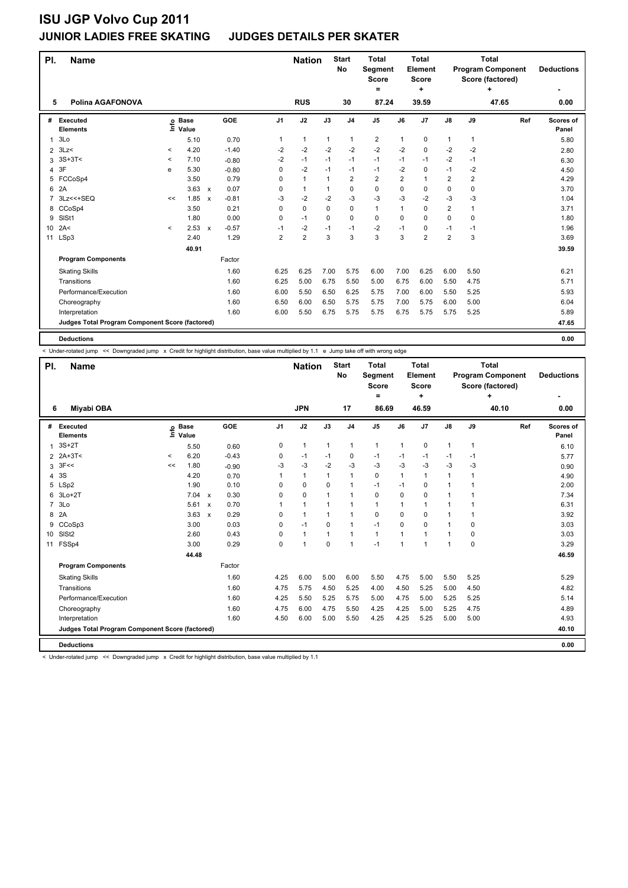# ISU JGP Volvo Cup 2011

## JUNIOR LADIES FREE SKATING JUDGES DETAILS PER SKATER

| Pl. | Name | Nation | Start No | Total Segment Score = | Total Element Score + | Total Program Component Score (factored) + | Deductions - |
|---|---|---|---|---|---|---|---|
| 5 | Polina AGAFONOVA | RUS | 30 | 87.24 | 39.59 | 47.65 | 0.00 |

| # | Executed Elements | Info | Base Value | | GOE | J1 | J2 | J3 | J4 | J5 | J6 | J7 | J8 | J9 | Ref | Scores of Panel |
|---|---|---|---|---|---|---|---|---|---|---|---|---|---|---|---|---|
| 1 | 3Lo | | 5.10 | | 0.70 | 1 | 1 | 1 | 1 | 2 | 1 | 0 | 1 | 1 | | 5.80 |
| 2 | 3Lz< | < | 4.20 | | -1.40 | -2 | -2 | -2 | -2 | -2 | -2 | 0 | -2 | -2 | | 2.80 |
| 3 | 3S+3T< | < | 7.10 | | -0.80 | -2 | -1 | -1 | -1 | -1 | -1 | -1 | -2 | -1 | | 6.30 |
| 4 | 3F | e | 5.30 | | -0.80 | 0 | -2 | -1 | -1 | -1 | -2 | 0 | -1 | -2 | | 4.50 |
| 5 | FCCoSp4 | | 3.50 | | 0.79 | 0 | 1 | 1 | 2 | 2 | 2 | 1 | 2 | 2 | | 4.29 |
| 6 | 2A | | 3.63 | x | 0.07 | 0 | 1 | 1 | 0 | 0 | 0 | 0 | 0 | 0 | | 3.70 |
| 7 | 3Lz<<+SEQ | << | 1.85 | x | -0.81 | -3 | -2 | -2 | -3 | -3 | -3 | -2 | -3 | -3 | | 1.04 |
| 8 | CCoSp4 | | 3.50 | | 0.21 | 0 | 0 | 0 | 0 | 1 | 1 | 0 | 2 | 1 | | 3.71 |
| 9 | SlSt1 | | 1.80 | | 0.00 | 0 | -1 | 0 | 0 | 0 | 0 | 0 | 0 | 0 | | 1.80 |
| 10 | 2A< | < | 2.53 | x | -0.57 | -1 | -2 | -1 | -1 | -2 | -1 | 0 | -1 | -1 | | 1.96 |
| 11 | LSp3 | | 2.40 | | 1.29 | 2 | 2 | 3 | 3 | 3 | 3 | 2 | 2 | 3 | | 3.69 |
| | | | 40.91 | | | | | | | | | | | | | 39.59 |
| | **Program Components** | | | | Factor | | | | | | | | | | | |
| | Skating Skills | | | | 1.60 | 6.25 | 6.25 | 7.00 | 5.75 | 6.00 | 7.00 | 6.25 | 6.00 | 5.50 | | 6.21 |
| | Transitions | | | | 1.60 | 6.25 | 5.00 | 6.75 | 5.50 | 5.00 | 6.75 | 6.00 | 5.50 | 4.75 | | 5.71 |
| | Performance/Execution | | | | 1.60 | 6.00 | 5.50 | 6.50 | 6.25 | 5.75 | 7.00 | 6.00 | 5.50 | 5.25 | | 5.93 |
| | Choreography | | | | 1.60 | 6.50 | 6.00 | 6.50 | 5.75 | 5.75 | 7.00 | 5.75 | 6.00 | 5.00 | | 6.04 |
| | Interpretation | | | | 1.60 | 6.00 | 5.50 | 6.75 | 5.75 | 5.75 | 6.75 | 5.75 | 5.75 | 5.25 | | 5.89 |
| | **Judges Total Program Component Score (factored)** | | | | | | | | | | | | | | | 47.65 |
| | **Deductions** | | | | | | | | | | | | | | | 0.00 |

< Under-rotated jump << Downgraded jump x Credit for highlight distribution, base value multiplied by 1.1 e Jump take off with wrong edge

| Pl. | Name | Nation | Start No | Total Segment Score = | Total Element Score + | Total Program Component Score (factored) + | Deductions - |
|---|---|---|---|---|---|---|---|
| 6 | Miyabi OBA | JPN | 17 | 86.69 | 46.59 | 40.10 | 0.00 |

| # | Executed Elements | Info | Base Value | | GOE | J1 | J2 | J3 | J4 | J5 | J6 | J7 | J8 | J9 | Ref | Scores of Panel |
|---|---|---|---|---|---|---|---|---|---|---|---|---|---|---|---|---|
| 1 | 3S+2T | | 5.50 | | 0.60 | 0 | 1 | 1 | 1 | 1 | 1 | 0 | 1 | 1 | | 6.10 |
| 2 | 2A+3T< | < | 6.20 | | -0.43 | 0 | -1 | -1 | 0 | -1 | -1 | -1 | -1 | -1 | | 5.77 |
| 3 | 3F<< | << | 1.80 | | -0.90 | -3 | -3 | -2 | -3 | -3 | -3 | -3 | -3 | -3 | | 0.90 |
| 4 | 3S | | 4.20 | | 0.70 | 1 | 1 | 1 | 1 | 0 | 1 | 1 | 1 | 1 | | 4.90 |
| 5 | LSp2 | | 1.90 | | 0.10 | 0 | 0 | 0 | 1 | -1 | -1 | 0 | 1 | 1 | | 2.00 |
| 6 | 3Lo+2T | | 7.04 | x | 0.30 | 0 | 0 | 1 | 1 | 0 | 0 | 0 | 1 | 1 | | 7.34 |
| 7 | 3Lo | | 5.61 | x | 0.70 | 1 | 1 | 1 | 1 | 1 | 1 | 1 | 1 | 1 | | 6.31 |
| 8 | 2A | | 3.63 | x | 0.29 | 0 | 1 | 1 | 1 | 0 | 0 | 0 | 1 | 1 | | 3.92 |
| 9 | CCoSp3 | | 3.00 | | 0.03 | 0 | -1 | 0 | 1 | -1 | 0 | 0 | 1 | 0 | | 3.03 |
| 10 | SlSt2 | | 2.60 | | 0.43 | 0 | 1 | 1 | 1 | 1 | 1 | 1 | 1 | 0 | | 3.03 |
| 11 | FSSp4 | | 3.00 | | 0.29 | 0 | 1 | 0 | 1 | -1 | 1 | 1 | 1 | 0 | | 3.29 |
| | | | 44.48 | | | | | | | | | | | | | 46.59 |
| | **Program Components** | | | | Factor | | | | | | | | | | | |
| | Skating Skills | | | | 1.60 | 4.25 | 6.00 | 5.00 | 6.00 | 5.50 | 4.75 | 5.00 | 5.50 | 5.25 | | 5.29 |
| | Transitions | | | | 1.60 | 4.75 | 5.75 | 4.50 | 5.25 | 4.00 | 4.50 | 5.25 | 5.00 | 4.50 | | 4.82 |
| | Performance/Execution | | | | 1.60 | 4.25 | 5.50 | 5.25 | 5.75 | 5.00 | 4.75 | 5.00 | 5.25 | 5.25 | | 5.14 |
| | Choreography | | | | 1.60 | 4.75 | 6.00 | 4.75 | 5.50 | 4.25 | 4.25 | 5.00 | 5.25 | 4.75 | | 4.89 |
| | Interpretation | | | | 1.60 | 4.50 | 6.00 | 5.00 | 5.50 | 4.25 | 4.25 | 5.25 | 5.00 | 5.00 | | 4.93 |
| | **Judges Total Program Component Score (factored)** | | | | | | | | | | | | | | | 40.10 |
| | **Deductions** | | | | | | | | | | | | | | | 0.00 |

< Under-rotated jump << Downgraded jump x Credit for highlight distribution, base value multiplied by 1.1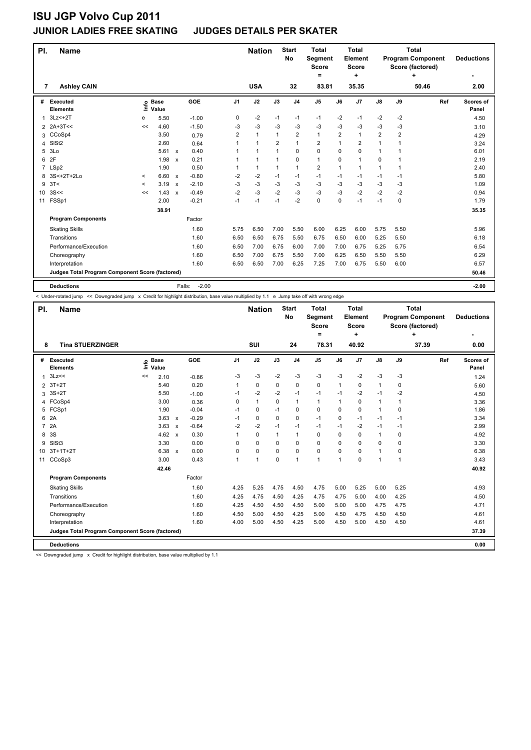# ISU JGP Volvo Cup 2011

## JUNIOR LADIES FREE SKATING JUDGES DETAILS PER SKATER

| Pl. | Name | Nation | Start No | Total Segment Score = | Total Element Score + | Total Program Component Score (factored) + | Deductions - |
|---|---|---|---|---|---|---|---|
| 7 | Ashley CAIN | USA | 32 | 83.81 | 35.35 | 50.46 | 2.00 |

| # | Executed Elements | Info | Base Value | | GOE | J1 | J2 | J3 | J4 | J5 | J6 | J7 | J8 | J9 | Ref | Scores of Panel |
|---|---|---|---|---|---|---|---|---|---|---|---|---|---|---|---|---|
| 1 | 3Lz<+2T | e | 5.50 | | -1.00 | 0 | -2 | -1 | -1 | -1 | -2 | -1 | -2 | -2 | | 4.50 |
| 2 | 2A+3T<< | << | 4.60 | | -1.50 | -3 | -3 | -3 | -3 | -3 | -3 | -3 | -3 | -3 | | 3.10 |
| 3 | CCoSp4 | | 3.50 | | 0.79 | 2 | 1 | 1 | 2 | 1 | 2 | 1 | 2 | 2 | | 4.29 |
| 4 | SlSt2 | | 2.60 | | 0.64 | 1 | 1 | 2 | 1 | 2 | 1 | 2 | 1 | 1 | | 3.24 |
| 5 | 3Lo | | 5.61 | x | 0.40 | 1 | 1 | 1 | 0 | 0 | 0 | 0 | 1 | 1 | | 6.01 |
| 6 | 2F | | 1.98 | x | 0.21 | 1 | 1 | 1 | 0 | 1 | 0 | 1 | 0 | 1 | | 2.19 |
| 7 | LSp2 | | 1.90 | | 0.50 | 1 | 1 | 1 | 1 | 2 | 1 | 1 | 1 | 1 | | 2.40 |
| 8 | 3S<+2T+2Lo | < | 6.60 | x | -0.80 | -2 | -2 | -1 | -1 | -1 | -1 | -1 | -1 | -1 | | 5.80 |
| 9 | 3T< | < | 3.19 | x | -2.10 | -3 | -3 | -3 | -3 | -3 | -3 | -3 | -3 | -3 | | 1.09 |
| 10 | 3S<< | << | 1.43 | x | -0.49 | -2 | -3 | -2 | -3 | -3 | -3 | -2 | -2 | -2 | | 0.94 |
| 11 | FSSp1 | | 2.00 | | -0.21 | -1 | -1 | -1 | -2 | 0 | 0 | -1 | -1 | 0 | | 1.79 |
| | | | 38.91 | | | | | | | | | | | | | 35.35 |
| | **Program Components** | | | | Factor | | | | | | | | | | | |
| | Skating Skills | | | | 1.60 | 5.75 | 6.50 | 7.00 | 5.50 | 6.00 | 6.25 | 6.00 | 5.75 | 5.50 | | 5.96 |
| | Transitions | | | | 1.60 | 6.50 | 6.50 | 6.75 | 5.50 | 6.75 | 6.50 | 6.00 | 5.25 | 5.50 | | 6.18 |
| | Performance/Execution | | | | 1.60 | 6.50 | 7.00 | 6.75 | 6.00 | 7.00 | 7.00 | 6.75 | 5.25 | 5.75 | | 6.54 |
| | Choreography | | | | 1.60 | 6.50 | 7.00 | 6.75 | 5.50 | 7.00 | 6.25 | 6.50 | 5.50 | 5.50 | | 6.29 |
| | Interpretation | | | | 1.60 | 6.50 | 6.50 | 7.00 | 6.25 | 7.25 | 7.00 | 6.75 | 5.50 | 6.00 | | 6.57 |
| | **Judges Total Program Component Score (factored)** | | | | | | | | | | | | | | | 50.46 |
| | **Deductions** | | | | Falls: -2.00 | | | | | | | | | | | -2.00 |

< Under-rotated jump << Downgraded jump x Credit for highlight distribution, base value multiplied by 1.1 e Jump take off with wrong edge

| Pl. | Name | Nation | Start No | Total Segment Score = | Total Element Score + | Total Program Component Score (factored) + | Deductions - |
|---|---|---|---|---|---|---|---|
| 8 | Tina STUERZINGER | SUI | 24 | 78.31 | 40.92 | 37.39 | 0.00 |

| # | Executed Elements | Info | Base Value | | GOE | J1 | J2 | J3 | J4 | J5 | J6 | J7 | J8 | J9 | Ref | Scores of Panel |
|---|---|---|---|---|---|---|---|---|---|---|---|---|---|---|---|---|
| 1 | 3Lz<< | << | 2.10 | | -0.86 | -3 | -3 | -2 | -3 | -3 | -3 | -2 | -3 | -3 | | 1.24 |
| 2 | 3T+2T | | 5.40 | | 0.20 | 1 | 0 | 0 | 0 | 0 | 1 | 0 | 1 | 0 | | 5.60 |
| 3 | 3S+2T | | 5.50 | | -1.00 | -1 | -2 | -2 | -1 | -1 | -1 | -2 | -1 | -2 | | 4.50 |
| 4 | FCoSp4 | | 3.00 | | 0.36 | 0 | 1 | 0 | 1 | 1 | 1 | 0 | 1 | 1 | | 3.36 |
| 5 | FCSp1 | | 1.90 | | -0.04 | -1 | 0 | -1 | 0 | 0 | 0 | 0 | 1 | 0 | | 1.86 |
| 6 | 2A | | 3.63 | x | -0.29 | -1 | 0 | 0 | 0 | -1 | 0 | -1 | -1 | -1 | | 3.34 |
| 7 | 2A | | 3.63 | x | -0.64 | -2 | -2 | -1 | -1 | -1 | -1 | -2 | -1 | -1 | | 2.99 |
| 8 | 3S | | 4.62 | x | 0.30 | 1 | 0 | 1 | 1 | 0 | 0 | 0 | 1 | 0 | | 4.92 |
| 9 | SlSt3 | | 3.30 | | 0.00 | 0 | 0 | 0 | 0 | 0 | 0 | 0 | 0 | 0 | | 3.30 |
| 10 | 3T+1T+2T | | 6.38 | x | 0.00 | 0 | 0 | 0 | 0 | 0 | 0 | 0 | 1 | 0 | | 6.38 |
| 11 | CCoSp3 | | 3.00 | | 0.43 | 1 | 1 | 0 | 1 | 1 | 1 | 0 | 1 | 1 | | 3.43 |
| | | | 42.46 | | | | | | | | | | | | | 40.92 |
| | **Program Components** | | | | Factor | | | | | | | | | | | |
| | Skating Skills | | | | 1.60 | 4.25 | 5.25 | 4.75 | 4.50 | 4.75 | 5.00 | 5.25 | 5.00 | 5.25 | | 4.93 |
| | Transitions | | | | 1.60 | 4.25 | 4.75 | 4.50 | 4.25 | 4.75 | 4.75 | 5.00 | 4.00 | 4.25 | | 4.50 |
| | Performance/Execution | | | | 1.60 | 4.25 | 4.50 | 4.50 | 4.50 | 5.00 | 5.00 | 5.00 | 4.75 | 4.75 | | 4.71 |
| | Choreography | | | | 1.60 | 4.50 | 5.00 | 4.50 | 4.25 | 5.00 | 4.50 | 4.75 | 4.50 | 4.50 | | 4.61 |
| | Interpretation | | | | 1.60 | 4.00 | 5.00 | 4.50 | 4.25 | 5.00 | 4.50 | 5.00 | 4.50 | 4.50 | | 4.61 |
| | **Judges Total Program Component Score (factored)** | | | | | | | | | | | | | | | 37.39 |
| | **Deductions** | | | | | | | | | | | | | | | 0.00 |

<< Downgraded jump x Credit for highlight distribution, base value multiplied by 1.1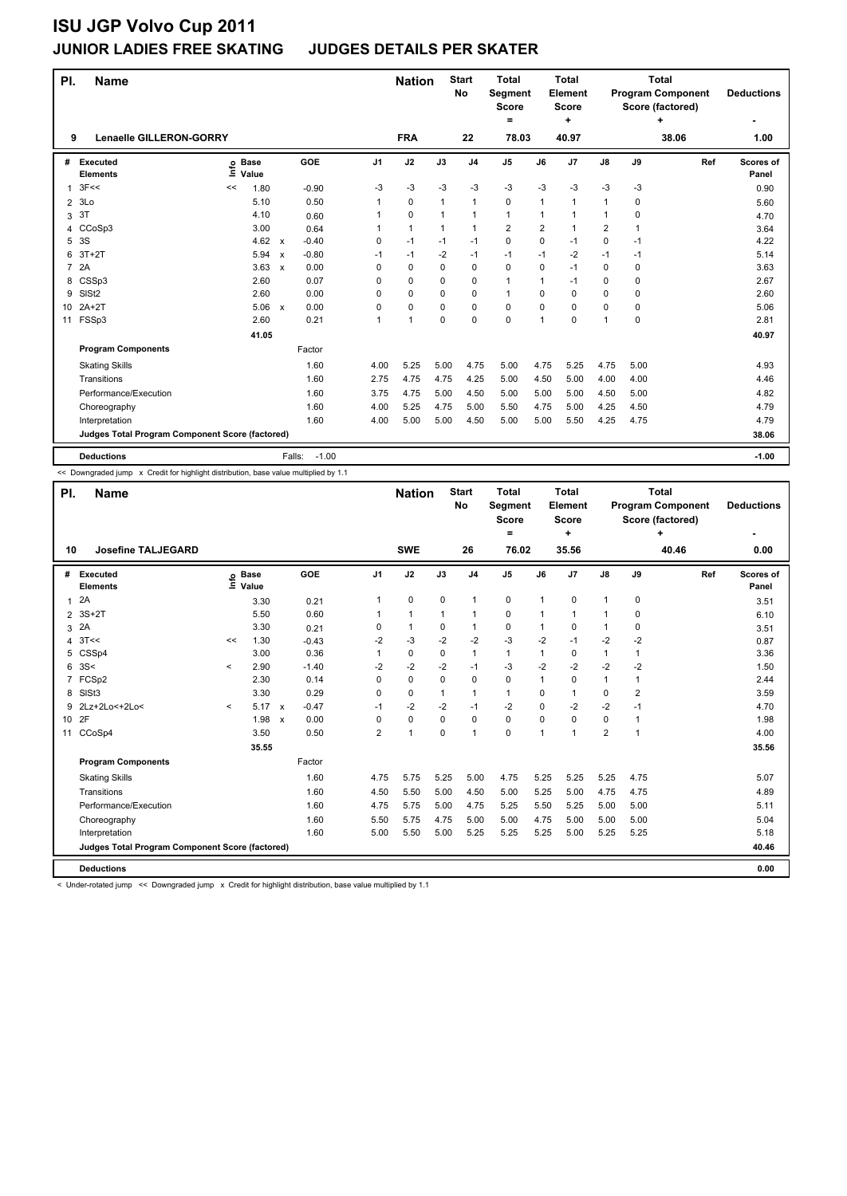# ISU JGP Volvo Cup 2011

## JUNIOR LADIES FREE SKATING JUDGES DETAILS PER SKATER

| Pl. | Name | Nation | Start No | Total Segment Score = | Total Element Score + | Total Program Component Score (factored) + | Deductions - |
|---|---|---|---|---|---|---|---|
| 9 | Lenaelle GILLERON-GORRY | FRA | 22 | 78.03 | 40.97 | 38.06 | 1.00 |

| # | Executed Elements | Info | Base Value | | GOE | J1 | J2 | J3 | J4 | J5 | J6 | J7 | J8 | J9 | Ref | Scores of Panel |
|---|---|---|---|---|---|---|---|---|---|---|---|---|---|---|---|---|
| 1 | 3F<< | << | 1.80 | | -0.90 | -3 | -3 | -3 | -3 | -3 | -3 | -3 | -3 | -3 | | 0.90 |
| 2 | 3Lo | | 5.10 | | 0.50 | 1 | 0 | 1 | 1 | 0 | 1 | 1 | 1 | 0 | | 5.60 |
| 3 | 3T | | 4.10 | | 0.60 | 1 | 0 | 1 | 1 | 1 | 1 | 1 | 1 | 0 | | 4.70 |
| 4 | CCoSp3 | | 3.00 | | 0.64 | 1 | 1 | 1 | 1 | 2 | 2 | 1 | 2 | 1 | | 3.64 |
| 5 | 3S | | 4.62 | x | -0.40 | 0 | -1 | -1 | -1 | 0 | 0 | -1 | 0 | -1 | | 4.22 |
| 6 | 3T+2T | | 5.94 | x | -0.80 | -1 | -1 | -2 | -1 | -1 | -1 | -2 | -1 | -1 | | 5.14 |
| 7 | 2A | | 3.63 | x | 0.00 | 0 | 0 | 0 | 0 | 0 | 0 | -1 | 0 | 0 | | 3.63 |
| 8 | CSSp3 | | 2.60 | | 0.07 | 0 | 0 | 0 | 0 | 1 | 1 | -1 | 0 | 0 | | 2.67 |
| 9 | SlSt2 | | 2.60 | | 0.00 | 0 | 0 | 0 | 0 | 1 | 0 | 0 | 0 | 0 | | 2.60 |
| 10 | 2A+2T | | 5.06 | x | 0.00 | 0 | 0 | 0 | 0 | 0 | 0 | 0 | 0 | 0 | | 5.06 |
| 11 | FSSp3 | | 2.60 | | 0.21 | 1 | 1 | 0 | 0 | 0 | 1 | 0 | 1 | 0 | | 2.81 |
| | | | 41.05 | | | | | | | | | | | | | 40.97 |

| Program Components | Factor | J1 | J2 | J3 | J4 | J5 | J6 | J7 | J8 | J9 | Ref | Scores of Panel |
|---|---|---|---|---|---|---|---|---|---|---|---|---|
| Skating Skills | 1.60 | 4.00 | 5.25 | 5.00 | 4.75 | 5.00 | 4.75 | 5.25 | 4.75 | 5.00 | | 4.93 |
| Transitions | 1.60 | 2.75 | 4.75 | 4.75 | 4.25 | 5.00 | 4.50 | 5.00 | 4.00 | 4.00 | | 4.46 |
| Performance/Execution | 1.60 | 3.75 | 4.75 | 5.00 | 4.50 | 5.00 | 5.00 | 5.00 | 4.50 | 5.00 | | 4.82 |
| Choreography | 1.60 | 4.00 | 5.25 | 4.75 | 5.00 | 5.50 | 4.75 | 5.00 | 4.25 | 4.50 | | 4.79 |
| Interpretation | 1.60 | 4.00 | 5.00 | 5.00 | 4.50 | 5.00 | 5.00 | 5.50 | 4.25 | 4.75 | | 4.79 |
| Judges Total Program Component Score (factored) | | | | | | | | | | | | 38.06 |
| Deductions | Falls: -1.00 | | | | | | | | | | | -1.00 |

<< Downgraded jump x Credit for highlight distribution, base value multiplied by 1.1

| Pl. | Name | Nation | Start No | Total Segment Score = | Total Element Score + | Total Program Component Score (factored) + | Deductions - |
|---|---|---|---|---|---|---|---|
| 10 | Josefine TALJEGARD | SWE | 26 | 76.02 | 35.56 | 40.46 | 0.00 |

| # | Executed Elements | Info | Base Value | | GOE | J1 | J2 | J3 | J4 | J5 | J6 | J7 | J8 | J9 | Ref | Scores of Panel |
|---|---|---|---|---|---|---|---|---|---|---|---|---|---|---|---|---|
| 1 | 2A | | 3.30 | | 0.21 | 1 | 0 | 0 | 1 | 0 | 1 | 0 | 1 | 0 | | 3.51 |
| 2 | 3S+2T | | 5.50 | | 0.60 | 1 | 1 | 1 | 1 | 0 | 1 | 1 | 1 | 0 | | 6.10 |
| 3 | 2A | | 3.30 | | 0.21 | 0 | 1 | 0 | 1 | 0 | 1 | 0 | 1 | 0 | | 3.51 |
| 4 | 3T<< | << | 1.30 | | -0.43 | -2 | -3 | -2 | -2 | -3 | -2 | -1 | -2 | -2 | | 0.87 |
| 5 | CSSp4 | | 3.00 | | 0.36 | 1 | 0 | 0 | 1 | 1 | 1 | 0 | 1 | 1 | | 3.36 |
| 6 | 3S< | < | 2.90 | | -1.40 | -2 | -2 | -2 | -1 | -3 | -2 | -2 | -2 | -2 | | 1.50 |
| 7 | FCSp2 | | 2.30 | | 0.14 | 0 | 0 | 0 | 0 | 0 | 1 | 0 | 1 | 1 | | 2.44 |
| 8 | SlSt3 | | 3.30 | | 0.29 | 0 | 0 | 1 | 1 | 1 | 0 | 1 | 0 | 2 | | 3.59 |
| 9 | 2Lz+2Lo<+2Lo< | < | 5.17 | x | -0.47 | -1 | -2 | -2 | -1 | -2 | 0 | -2 | -2 | -1 | | 4.70 |
| 10 | 2F | | 1.98 | x | 0.00 | 0 | 0 | 0 | 0 | 0 | 0 | 0 | 0 | 1 | | 1.98 |
| 11 | CCoSp4 | | 3.50 | | 0.50 | 2 | 1 | 0 | 1 | 0 | 1 | 1 | 2 | 1 | | 4.00 |
| | | | 35.55 | | | | | | | | | | | | | 35.56 |

| Program Components | Factor | J1 | J2 | J3 | J4 | J5 | J6 | J7 | J8 | J9 | Ref | Scores of Panel |
|---|---|---|---|---|---|---|---|---|---|---|---|---|
| Skating Skills | 1.60 | 4.75 | 5.75 | 5.25 | 5.00 | 4.75 | 5.25 | 5.25 | 5.25 | 4.75 | | 5.07 |
| Transitions | 1.60 | 4.50 | 5.50 | 5.00 | 4.50 | 5.00 | 5.25 | 5.00 | 4.75 | 4.75 | | 4.89 |
| Performance/Execution | 1.60 | 4.75 | 5.75 | 5.00 | 4.75 | 5.25 | 5.50 | 5.25 | 5.00 | 5.00 | | 5.11 |
| Choreography | 1.60 | 5.50 | 5.75 | 4.75 | 5.00 | 5.00 | 4.75 | 5.00 | 5.00 | 5.00 | | 5.04 |
| Interpretation | 1.60 | 5.00 | 5.50 | 5.00 | 5.25 | 5.25 | 5.25 | 5.00 | 5.25 | 5.25 | | 5.18 |
| Judges Total Program Component Score (factored) | | | | | | | | | | | | 40.46 |
| Deductions | | | | | | | | | | | | 0.00 |

< Under-rotated jump << Downgraded jump x Credit for highlight distribution, base value multiplied by 1.1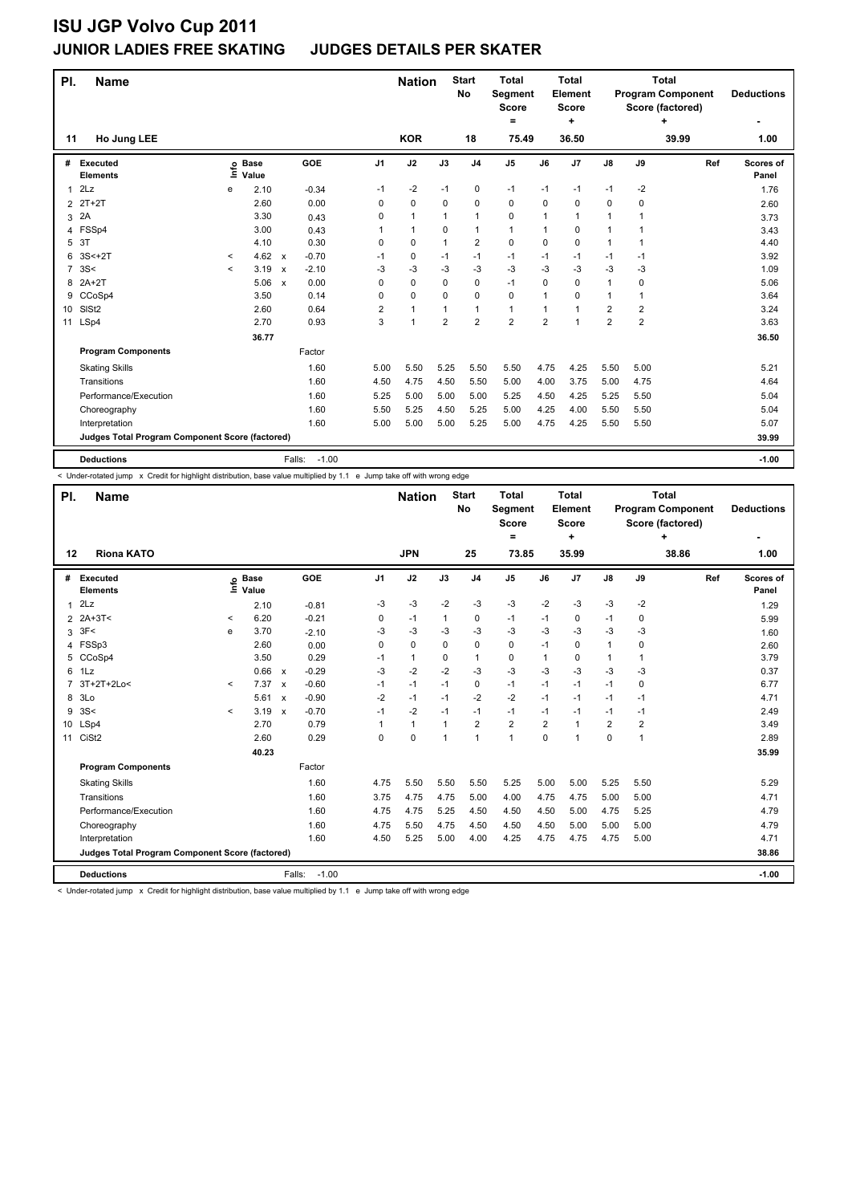# ISU JGP Volvo Cup 2011

## JUNIOR LADIES FREE SKATING JUDGES DETAILS PER SKATER

| Pl. | Name | Nation | Start No | Total Segment Score = | Total Element Score + | Total Program Component Score (factored) + | Deductions - |
|---|---|---|---|---|---|---|---|
| 11 | Ho Jung LEE | KOR | 18 | 75.49 | 36.50 | 39.99 | 1.00 |

| # | Executed Elements | Info | Base Value | | GOE | J1 | J2 | J3 | J4 | J5 | J6 | J7 | J8 | J9 | Ref | Scores of Panel |
|---|---|---|---|---|---|---|---|---|---|---|---|---|---|---|---|---|
| 1 | 2Lz | e | 2.10 | | -0.34 | -1 | -2 | -1 | 0 | -1 | -1 | -1 | -1 | -2 | | 1.76 |
| 2 | 2T+2T | | 2.60 | | 0.00 | 0 | 0 | 0 | 0 | 0 | 0 | 0 | 0 | 0 | | 2.60 |
| 3 | 2A | | 3.30 | | 0.43 | 0 | 1 | 1 | 1 | 0 | 1 | 1 | 1 | 1 | | 3.73 |
| 4 | FSSp4 | | 3.00 | | 0.43 | 1 | 1 | 0 | 1 | 1 | 1 | 0 | 1 | 1 | | 3.43 |
| 5 | 3T | | 4.10 | | 0.30 | 0 | 0 | 1 | 2 | 0 | 0 | 0 | 1 | 1 | | 4.40 |
| 6 | 3S<+2T | < | 4.62 | x | -0.70 | -1 | 0 | -1 | -1 | -1 | -1 | -1 | -1 | -1 | | 3.92 |
| 7 | 3S< | < | 3.19 | x | -2.10 | -3 | -3 | -3 | -3 | -3 | -3 | -3 | -3 | -3 | | 1.09 |
| 8 | 2A+2T | | 5.06 | x | 0.00 | 0 | 0 | 0 | 0 | -1 | 0 | 0 | 1 | 0 | | 5.06 |
| 9 | CCoSp4 | | 3.50 | | 0.14 | 0 | 0 | 0 | 0 | 0 | 1 | 0 | 1 | 1 | | 3.64 |
| 10 | SlSt2 | | 2.60 | | 0.64 | 2 | 1 | 1 | 1 | 1 | 1 | 1 | 2 | 2 | | 3.24 |
| 11 | LSp4 | | 2.70 | | 0.93 | 3 | 1 | 2 | 2 | 2 | 2 | 1 | 2 | 2 | | 3.63 |
| | | | 36.77 | | | | | | | | | | | | | 36.50 |
| | **Program Components** | | | | Factor | | | | | | | | | | | |
| | Skating Skills | | | | 1.60 | 5.00 | 5.50 | 5.25 | 5.50 | 5.50 | 4.75 | 4.25 | 5.50 | 5.00 | | 5.21 |
| | Transitions | | | | 1.60 | 4.50 | 4.75 | 4.50 | 5.50 | 5.00 | 4.00 | 3.75 | 5.00 | 4.75 | | 4.64 |
| | Performance/Execution | | | | 1.60 | 5.25 | 5.00 | 5.00 | 5.00 | 5.25 | 4.50 | 4.25 | 5.25 | 5.50 | | 5.04 |
| | Choreography | | | | 1.60 | 5.50 | 5.25 | 4.50 | 5.25 | 5.00 | 4.25 | 4.00 | 5.50 | 5.50 | | 5.04 |
| | Interpretation | | | | 1.60 | 5.00 | 5.00 | 5.00 | 5.25 | 5.00 | 4.75 | 4.25 | 5.50 | 5.50 | | 5.07 |
| | **Judges Total Program Component Score (factored)** | | | | | | | | | | | | | | | 39.99 |
| | **Deductions** | | | | Falls: -1.00 | | | | | | | | | | | -1.00 |

< Under-rotated jump x Credit for highlight distribution, base value multiplied by 1.1 e Jump take off with wrong edge

| Pl. | Name | Nation | Start No | Total Segment Score = | Total Element Score + | Total Program Component Score (factored) + | Deductions - |
|---|---|---|---|---|---|---|---|
| 12 | Riona KATO | JPN | 25 | 73.85 | 35.99 | 38.86 | 1.00 |

| # | Executed Elements | Info | Base Value | | GOE | J1 | J2 | J3 | J4 | J5 | J6 | J7 | J8 | J9 | Ref | Scores of Panel |
|---|---|---|---|---|---|---|---|---|---|---|---|---|---|---|---|---|
| 1 | 2Lz | | 2.10 | | -0.81 | -3 | -3 | -2 | -3 | -3 | -2 | -3 | -3 | -2 | | 1.29 |
| 2 | 2A+3T< | < | 6.20 | | -0.21 | 0 | -1 | 1 | 0 | -1 | -1 | 0 | -1 | 0 | | 5.99 |
| 3 | 3F< | e | 3.70 | | -2.10 | -3 | -3 | -3 | -3 | -3 | -3 | -3 | -3 | -3 | | 1.60 |
| 4 | FSSp3 | | 2.60 | | 0.00 | 0 | 0 | 0 | 0 | 0 | -1 | 0 | 1 | 0 | | 2.60 |
| 5 | CCoSp4 | | 3.50 | | 0.29 | -1 | 1 | 0 | 1 | 0 | 1 | 0 | 1 | 1 | | 3.79 |
| 6 | 1Lz | | 0.66 | x | -0.29 | -3 | -2 | -2 | -3 | -3 | -3 | -3 | -3 | -3 | | 0.37 |
| 7 | 3T+2T+2Lo< | < | 7.37 | x | -0.60 | -1 | -1 | -1 | 0 | -1 | -1 | -1 | -1 | 0 | | 6.77 |
| 8 | 3Lo | | 5.61 | x | -0.90 | -2 | -1 | -1 | -2 | -2 | -1 | -1 | -1 | -1 | | 4.71 |
| 9 | 3S< | < | 3.19 | x | -0.70 | -1 | -2 | -1 | -1 | -1 | -1 | -1 | -1 | -1 | | 2.49 |
| 10 | LSp4 | | 2.70 | | 0.79 | 1 | 1 | 1 | 2 | 2 | 2 | 1 | 2 | 2 | | 3.49 |
| 11 | CiSt2 | | 2.60 | | 0.29 | 0 | 0 | 1 | 1 | 1 | 0 | 1 | 0 | 1 | | 2.89 |
| | | | 40.23 | | | | | | | | | | | | | 35.99 |
| | **Program Components** | | | | Factor | | | | | | | | | | | |
| | Skating Skills | | | | 1.60 | 4.75 | 5.50 | 5.50 | 5.50 | 5.25 | 5.00 | 5.00 | 5.25 | 5.50 | | 5.29 |
| | Transitions | | | | 1.60 | 3.75 | 4.75 | 4.75 | 5.00 | 4.00 | 4.75 | 4.75 | 5.00 | 5.00 | | 4.71 |
| | Performance/Execution | | | | 1.60 | 4.75 | 4.75 | 5.25 | 4.50 | 4.50 | 4.50 | 5.00 | 4.75 | 5.25 | | 4.79 |
| | Choreography | | | | 1.60 | 4.75 | 5.50 | 4.75 | 4.50 | 4.50 | 4.50 | 5.00 | 5.00 | 5.00 | | 4.79 |
| | Interpretation | | | | 1.60 | 4.50 | 5.25 | 5.00 | 4.00 | 4.25 | 4.75 | 4.75 | 4.75 | 5.00 | | 4.71 |
| | **Judges Total Program Component Score (factored)** | | | | | | | | | | | | | | | 38.86 |
| | **Deductions** | | | | Falls: -1.00 | | | | | | | | | | | -1.00 |

< Under-rotated jump x Credit for highlight distribution, base value multiplied by 1.1 e Jump take off with wrong edge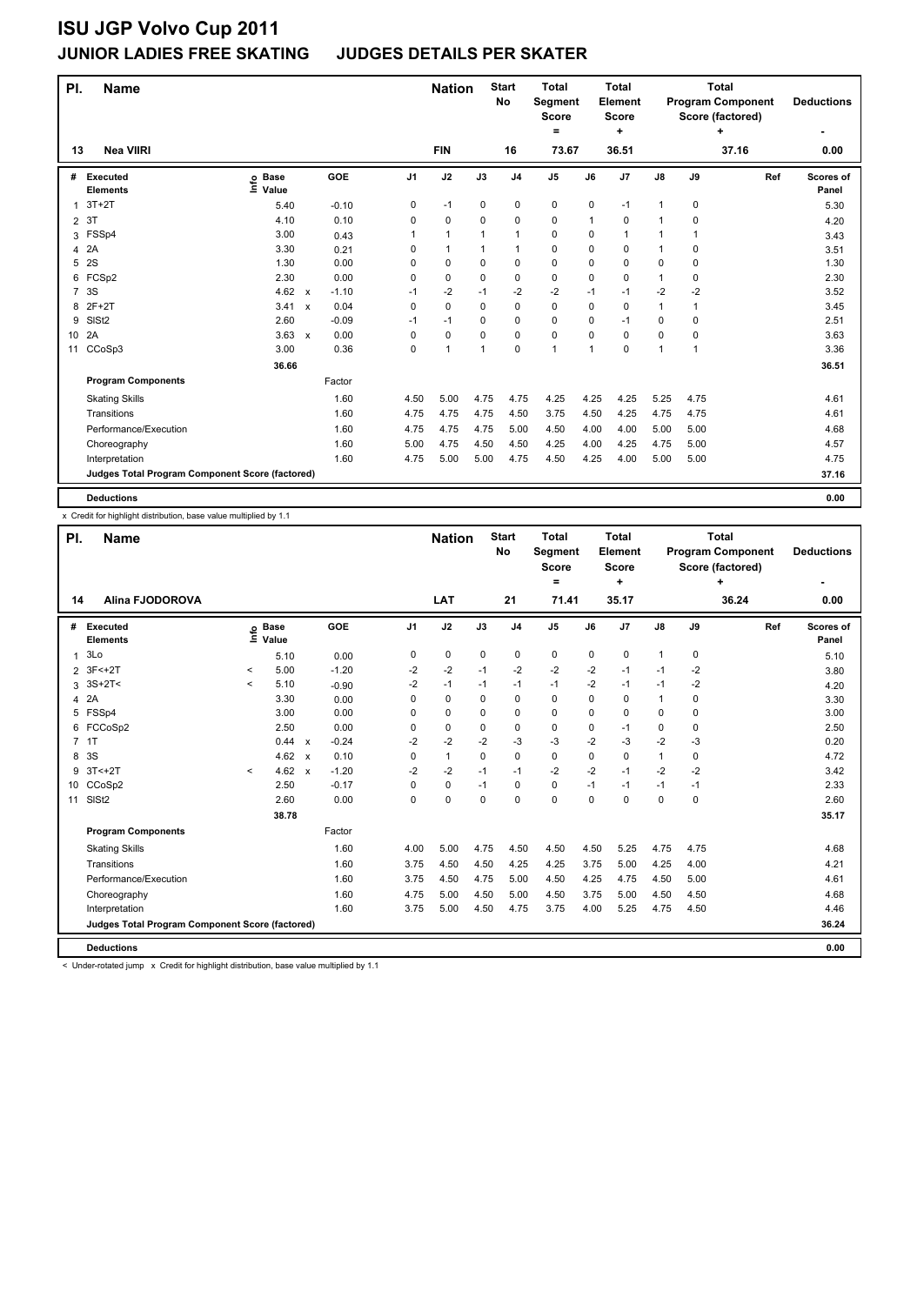# ISU JGP Volvo Cup 2011

## JUNIOR LADIES FREE SKATING JUDGES DETAILS PER SKATER

| Pl. | Name | Nation | Start No | Total Segment Score = | Total Element Score + | Total Program Component Score (factored) + | Deductions - |
|---|---|---|---|---|---|---|---|
| 13 | Nea VIIRI | FIN | 16 | 73.67 | 36.51 | 37.16 | 0.00 |

| # | Executed Elements | Info | Base Value | | GOE | J1 | J2 | J3 | J4 | J5 | J6 | J7 | J8 | J9 | Ref | Scores of Panel |
|---|---|---|---|---|---|---|---|---|---|---|---|---|---|---|---|---|
| 1 | 3T+2T | | 5.40 | | -0.10 | 0 | -1 | 0 | 0 | 0 | 0 | -1 | 1 | 0 | | 5.30 |
| 2 | 3T | | 4.10 | | 0.10 | 0 | 0 | 0 | 0 | 0 | 1 | 0 | 1 | 0 | | 4.20 |
| 3 | FSSp4 | | 3.00 | | 0.43 | 1 | 1 | 1 | 1 | 0 | 0 | 1 | 1 | 1 | | 3.43 |
| 4 | 2A | | 3.30 | | 0.21 | 0 | 1 | 1 | 1 | 0 | 0 | 0 | 1 | 0 | | 3.51 |
| 5 | 2S | | 1.30 | | 0.00 | 0 | 0 | 0 | 0 | 0 | 0 | 0 | 0 | 0 | | 1.30 |
| 6 | FCSp2 | | 2.30 | | 0.00 | 0 | 0 | 0 | 0 | 0 | 0 | 0 | 1 | 0 | | 2.30 |
| 7 | 3S | | 4.62 | x | -1.10 | -1 | -2 | -1 | -2 | -2 | -1 | -1 | -2 | -2 | | 3.52 |
| 8 | 2F+2T | | 3.41 | x | 0.04 | 0 | 0 | 0 | 0 | 0 | 0 | 0 | 1 | 1 | | 3.45 |
| 9 | SlSt2 | | 2.60 | | -0.09 | -1 | -1 | 0 | 0 | 0 | 0 | -1 | 0 | 0 | | 2.51 |
| 10 | 2A | | 3.63 | x | 0.00 | 0 | 0 | 0 | 0 | 0 | 0 | 0 | 0 | 0 | | 3.63 |
| 11 | CCoSp3 | | 3.00 | | 0.36 | 0 | 1 | 1 | 0 | 1 | 1 | 0 | 1 | 1 | | 3.36 |
| | | | 36.66 | | | | | | | | | | | | | 36.51 |
| | **Program Components** | | | | Factor | | | | | | | | | | | |
| | Skating Skills | | | | 1.60 | 4.50 | 5.00 | 4.75 | 4.75 | 4.25 | 4.25 | 4.25 | 5.25 | 4.75 | | 4.61 |
| | Transitions | | | | 1.60 | 4.75 | 4.75 | 4.75 | 4.50 | 3.75 | 4.50 | 4.25 | 4.75 | 4.75 | | 4.61 |
| | Performance/Execution | | | | 1.60 | 4.75 | 4.75 | 4.75 | 5.00 | 4.50 | 4.00 | 4.00 | 5.00 | 5.00 | | 4.68 |
| | Choreography | | | | 1.60 | 5.00 | 4.75 | 4.50 | 4.50 | 4.25 | 4.00 | 4.25 | 4.75 | 5.00 | | 4.57 |
| | Interpretation | | | | 1.60 | 4.75 | 5.00 | 5.00 | 4.75 | 4.50 | 4.25 | 4.00 | 5.00 | 5.00 | | 4.75 |
| | **Judges Total Program Component Score (factored)** | | | | | | | | | | | | | | | 37.16 |
| | **Deductions** | | | | | | | | | | | | | | | 0.00 |

x Credit for highlight distribution, base value multiplied by 1.1

| Pl. | Name | Nation | Start No | Total Segment Score = | Total Element Score + | Total Program Component Score (factored) + | Deductions - |
|---|---|---|---|---|---|---|---|
| 14 | Alina FJODOROVA | LAT | 21 | 71.41 | 35.17 | 36.24 | 0.00 |

| # | Executed Elements | Info | Base Value | | GOE | J1 | J2 | J3 | J4 | J5 | J6 | J7 | J8 | J9 | Ref | Scores of Panel |
|---|---|---|---|---|---|---|---|---|---|---|---|---|---|---|---|---|
| 1 | 3Lo | | 5.10 | | 0.00 | 0 | 0 | 0 | 0 | 0 | 0 | 0 | 1 | 0 | | 5.10 |
| 2 | 3F<+2T | < | 5.00 | | -1.20 | -2 | -2 | -1 | -2 | -2 | -2 | -1 | -1 | -2 | | 3.80 |
| 3 | 3S+2T< | < | 5.10 | | -0.90 | -2 | -1 | -1 | -1 | -1 | -2 | -1 | -1 | -2 | | 4.20 |
| 4 | 2A | | 3.30 | | 0.00 | 0 | 0 | 0 | 0 | 0 | 0 | 0 | 1 | 0 | | 3.30 |
| 5 | FSSp4 | | 3.00 | | 0.00 | 0 | 0 | 0 | 0 | 0 | 0 | 0 | 0 | 0 | | 3.00 |
| 6 | FCCoSp2 | | 2.50 | | 0.00 | 0 | 0 | 0 | 0 | 0 | 0 | -1 | 0 | 0 | | 2.50 |
| 7 | 1T | | 0.44 | x | -0.24 | -2 | -2 | -2 | -3 | -3 | -2 | -3 | -2 | -3 | | 0.20 |
| 8 | 3S | | 4.62 | x | 0.10 | 0 | 1 | 0 | 0 | 0 | 0 | 0 | 1 | 0 | | 4.72 |
| 9 | 3T<+2T | < | 4.62 | x | -1.20 | -2 | -2 | -1 | -1 | -2 | -2 | -1 | -2 | -2 | | 3.42 |
| 10 | CCoSp2 | | 2.50 | | -0.17 | 0 | 0 | -1 | 0 | 0 | -1 | -1 | -1 | -1 | | 2.33 |
| 11 | SlSt2 | | 2.60 | | 0.00 | 0 | 0 | 0 | 0 | 0 | 0 | 0 | 0 | 0 | | 2.60 |
| | | | 38.78 | | | | | | | | | | | | | 35.17 |
| | **Program Components** | | | | Factor | | | | | | | | | | | |
| | Skating Skills | | | | 1.60 | 4.00 | 5.00 | 4.75 | 4.50 | 4.50 | 4.50 | 5.25 | 4.75 | 4.75 | | 4.68 |
| | Transitions | | | | 1.60 | 3.75 | 4.50 | 4.50 | 4.25 | 4.25 | 3.75 | 5.00 | 4.25 | 4.00 | | 4.21 |
| | Performance/Execution | | | | 1.60 | 3.75 | 4.50 | 4.75 | 5.00 | 4.50 | 4.25 | 4.75 | 4.50 | 5.00 | | 4.61 |
| | Choreography | | | | 1.60 | 4.75 | 5.00 | 4.50 | 5.00 | 4.50 | 3.75 | 5.00 | 4.50 | 4.50 | | 4.68 |
| | Interpretation | | | | 1.60 | 3.75 | 5.00 | 4.50 | 4.75 | 3.75 | 4.00 | 5.25 | 4.75 | 4.50 | | 4.46 |
| | **Judges Total Program Component Score (factored)** | | | | | | | | | | | | | | | 36.24 |
| | **Deductions** | | | | | | | | | | | | | | | 0.00 |

< Under-rotated jump x Credit for highlight distribution, base value multiplied by 1.1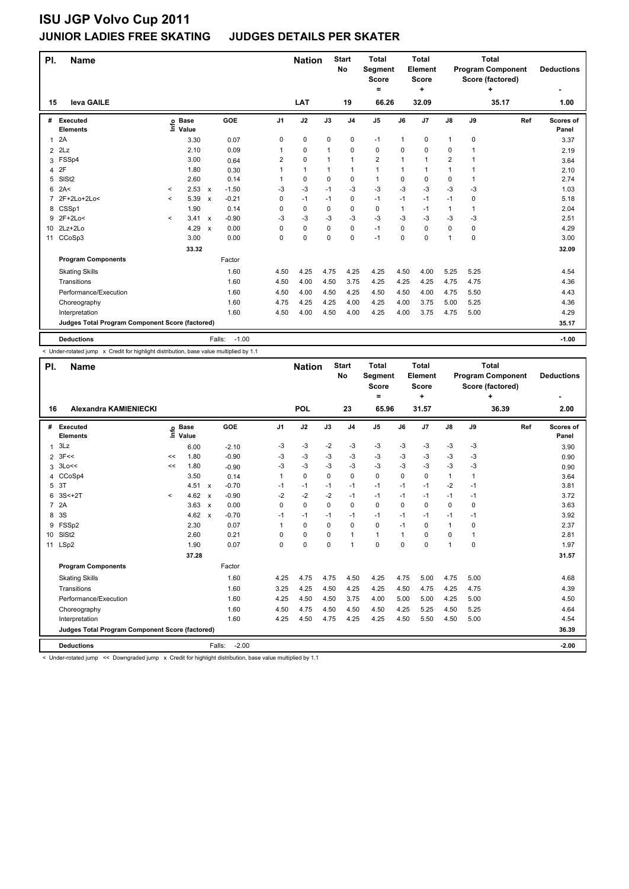# ISU JGP Volvo Cup 2011

## JUNIOR LADIES FREE SKATING JUDGES DETAILS PER SKATER

| Pl. | Name | Nation | Start No | Total Segment Score = | Total Element Score + | Total Program Component Score (factored) + | Deductions - |
|---|---|---|---|---|---|---|---|
| 15 | Ieva GAILE | LAT | 19 | 66.26 | 32.09 | 35.17 | 1.00 |

| # | Executed Elements | Info | Base Value | | GOE | J1 | J2 | J3 | J4 | J5 | J6 | J7 | J8 | J9 | Ref | Scores of Panel |
|---|---|---|---|---|---|---|---|---|---|---|---|---|---|---|---|---|
| 1 | 2A | | 3.30 | | 0.07 | 0 | 0 | 0 | 0 | -1 | 1 | 0 | 1 | 0 | | 3.37 |
| 2 | 2Lz | | 2.10 | | 0.09 | 1 | 0 | 1 | 0 | 0 | 0 | 0 | 0 | 1 | | 2.19 |
| 3 | FSSp4 | | 3.00 | | 0.64 | 2 | 0 | 1 | 1 | 2 | 1 | 1 | 2 | 1 | | 3.64 |
| 4 | 2F | | 1.80 | | 0.30 | 1 | 1 | 1 | 1 | 1 | 1 | 1 | 1 | 1 | | 2.10 |
| 5 | SlSt2 | | 2.60 | | 0.14 | 1 | 0 | 0 | 0 | 1 | 0 | 0 | 0 | 1 | | 2.74 |
| 6 | 2A< | < | 2.53 | x | -1.50 | -3 | -3 | -1 | -3 | -3 | -3 | -3 | -3 | -3 | | 1.03 |
| 7 | 2F+2Lo+2Lo< | < | 5.39 | x | -0.21 | 0 | -1 | -1 | 0 | -1 | -1 | -1 | -1 | 0 | | 5.18 |
| 8 | CSSp1 | | 1.90 | | 0.14 | 0 | 0 | 0 | 0 | 0 | 1 | -1 | 1 | 1 | | 2.04 |
| 9 | 2F+2Lo< | < | 3.41 | x | -0.90 | -3 | -3 | -3 | -3 | -3 | -3 | -3 | -3 | -3 | | 2.51 |
| 10 | 2Lz+2Lo | | 4.29 | x | 0.00 | 0 | 0 | 0 | 0 | -1 | 0 | 0 | 0 | 0 | | 4.29 |
| 11 | CCoSp3 | | 3.00 | | 0.00 | 0 | 0 | 0 | 0 | -1 | 0 | 0 | 1 | 0 | | 3.00 |
| | | | 33.32 | | | | | | | | | | | | | 32.09 |
| | **Program Components** | | | | Factor | | | | | | | | | | | |
| | Skating Skills | | | | 1.60 | 4.50 | 4.25 | 4.75 | 4.25 | 4.25 | 4.50 | 4.00 | 5.25 | 5.25 | | 4.54 |
| | Transitions | | | | 1.60 | 4.50 | 4.00 | 4.50 | 3.75 | 4.25 | 4.25 | 4.25 | 4.75 | 4.75 | | 4.36 |
| | Performance/Execution | | | | 1.60 | 4.50 | 4.00 | 4.50 | 4.25 | 4.50 | 4.50 | 4.00 | 4.75 | 5.50 | | 4.43 |
| | Choreography | | | | 1.60 | 4.75 | 4.25 | 4.25 | 4.00 | 4.25 | 4.00 | 3.75 | 5.00 | 5.25 | | 4.36 |
| | Interpretation | | | | 1.60 | 4.50 | 4.00 | 4.50 | 4.00 | 4.25 | 4.00 | 3.75 | 4.75 | 5.00 | | 4.29 |
| | **Judges Total Program Component Score (factored)** | | | | | | | | | | | | | | | 35.17 |
| | **Deductions** | | | | Falls: -1.00 | | | | | | | | | | | -1.00 |

< Under-rotated jump x Credit for highlight distribution, base value multiplied by 1.1

| Pl. | Name | Nation | Start No | Total Segment Score = | Total Element Score + | Total Program Component Score (factored) + | Deductions - |
|---|---|---|---|---|---|---|---|
| 16 | Alexandra KAMIENIECKI | POL | 23 | 65.96 | 31.57 | 36.39 | 2.00 |

| # | Executed Elements | Info | Base Value | | GOE | J1 | J2 | J3 | J4 | J5 | J6 | J7 | J8 | J9 | Ref | Scores of Panel |
|---|---|---|---|---|---|---|---|---|---|---|---|---|---|---|---|---|
| 1 | 3Lz | | 6.00 | | -2.10 | -3 | -3 | -2 | -3 | -3 | -3 | -3 | -3 | -3 | | 3.90 |
| 2 | 3F<< | << | 1.80 | | -0.90 | -3 | -3 | -3 | -3 | -3 | -3 | -3 | -3 | -3 | | 0.90 |
| 3 | 3Lo<< | << | 1.80 | | -0.90 | -3 | -3 | -3 | -3 | -3 | -3 | -3 | -3 | -3 | | 0.90 |
| 4 | CCoSp4 | | 3.50 | | 0.14 | 1 | 0 | 0 | 0 | 0 | 0 | 0 | 1 | 1 | | 3.64 |
| 5 | 3T | | 4.51 | x | -0.70 | -1 | -1 | -1 | -1 | -1 | -1 | -1 | -2 | -1 | | 3.81 |
| 6 | 3S<+2T | < | 4.62 | x | -0.90 | -2 | -2 | -2 | -1 | -1 | -1 | -1 | -1 | -1 | | 3.72 |
| 7 | 2A | | 3.63 | x | 0.00 | 0 | 0 | 0 | 0 | 0 | 0 | 0 | 0 | 0 | | 3.63 |
| 8 | 3S | | 4.62 | x | -0.70 | -1 | -1 | -1 | -1 | -1 | -1 | -1 | -1 | -1 | | 3.92 |
| 9 | FSSp2 | | 2.30 | | 0.07 | 1 | 0 | 0 | 0 | 0 | -1 | 0 | 1 | 0 | | 2.37 |
| 10 | SlSt2 | | 2.60 | | 0.21 | 0 | 0 | 0 | 1 | 1 | 1 | 0 | 0 | 1 | | 2.81 |
| 11 | LSp2 | | 1.90 | | 0.07 | 0 | 0 | 0 | 1 | 0 | 0 | 0 | 1 | 0 | | 1.97 |
| | | | 37.28 | | | | | | | | | | | | | 31.57 |
| | **Program Components** | | | | Factor | | | | | | | | | | | |
| | Skating Skills | | | | 1.60 | 4.25 | 4.75 | 4.75 | 4.50 | 4.25 | 4.75 | 5.00 | 4.75 | 5.00 | | 4.68 |
| | Transitions | | | | 1.60 | 3.25 | 4.25 | 4.50 | 4.25 | 4.25 | 4.50 | 4.75 | 4.25 | 4.75 | | 4.39 |
| | Performance/Execution | | | | 1.60 | 4.25 | 4.50 | 4.50 | 3.75 | 4.00 | 5.00 | 5.00 | 4.25 | 5.00 | | 4.50 |
| | Choreography | | | | 1.60 | 4.50 | 4.75 | 4.50 | 4.50 | 4.50 | 4.25 | 5.25 | 4.50 | 5.25 | | 4.64 |
| | Interpretation | | | | 1.60 | 4.25 | 4.50 | 4.75 | 4.25 | 4.25 | 4.50 | 5.50 | 4.50 | 5.00 | | 4.54 |
| | **Judges Total Program Component Score (factored)** | | | | | | | | | | | | | | | 36.39 |
| | **Deductions** | | | | Falls: -2.00 | | | | | | | | | | | -2.00 |

< Under-rotated jump << Downgraded jump x Credit for highlight distribution, base value multiplied by 1.1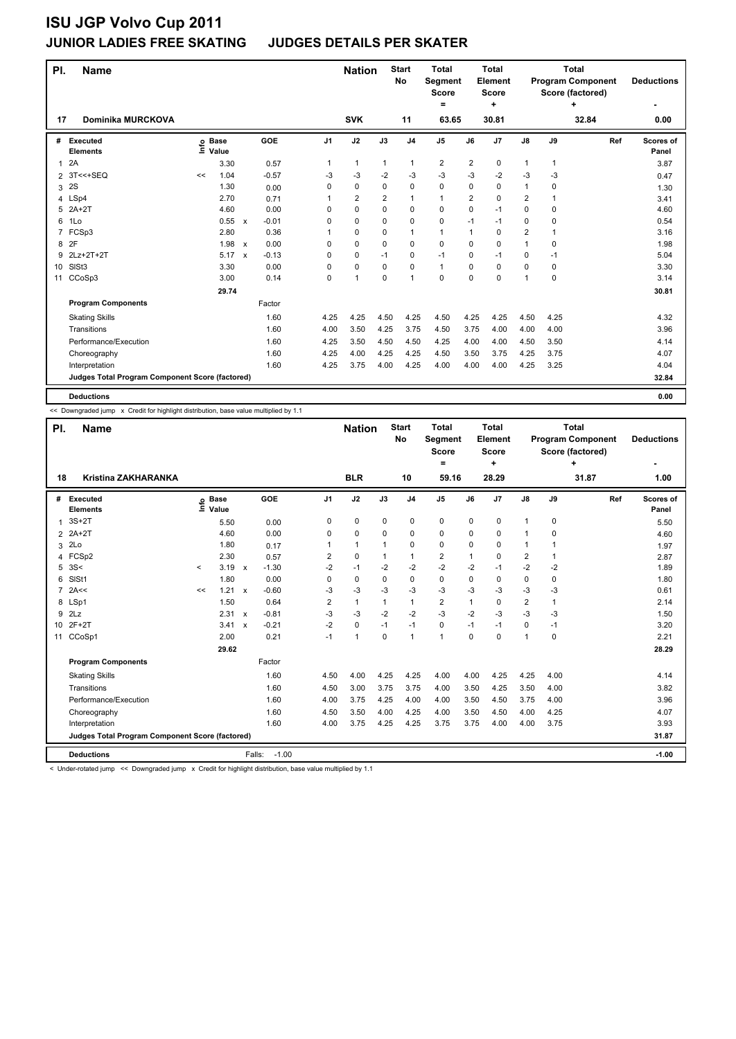# ISU JGP Volvo Cup 2011

## JUNIOR LADIES FREE SKATING JUDGES DETAILS PER SKATER

| Pl. | Name | Nation | Start No | Total Segment Score = | Total Element Score + | Total Program Component Score (factored) + | Deductions - |
|---|---|---|---|---|---|---|---|
| 17 | Dominika MURCKOVA | SVK | 11 | 63.65 | 30.81 | 32.84 | 0.00 |

| # | Executed Elements | Info | Base Value | | GOE | J1 | J2 | J3 | J4 | J5 | J6 | J7 | J8 | J9 | Ref | Scores of Panel |
|---|---|---|---|---|---|---|---|---|---|---|---|---|---|---|---|---|
| 1 | 2A | | 3.30 | | 0.57 | 1 | 1 | 1 | 1 | 2 | 2 | 0 | 1 | 1 | | 3.87 |
| 2 | 3T<<+SEQ | << | 1.04 | | -0.57 | -3 | -3 | -2 | -3 | -3 | -3 | -2 | -3 | -3 | | 0.47 |
| 3 | 2S | | 1.30 | | 0.00 | 0 | 0 | 0 | 0 | 0 | 0 | 0 | 1 | 0 | | 1.30 |
| 4 | LSp4 | | 2.70 | | 0.71 | 1 | 2 | 2 | 1 | 1 | 2 | 0 | 2 | 1 | | 3.41 |
| 5 | 2A+2T | | 4.60 | | 0.00 | 0 | 0 | 0 | 0 | 0 | 0 | -1 | 0 | 0 | | 4.60 |
| 6 | 1Lo | | 0.55 | x | -0.01 | 0 | 0 | 0 | 0 | 0 | -1 | -1 | 0 | 0 | | 0.54 |
| 7 | FCSp3 | | 2.80 | | 0.36 | 1 | 0 | 0 | 1 | 1 | 1 | 0 | 2 | 1 | | 3.16 |
| 8 | 2F | | 1.98 | x | 0.00 | 0 | 0 | 0 | 0 | 0 | 0 | 0 | 1 | 0 | | 1.98 |
| 9 | 2Lz+2T+2T | | 5.17 | x | -0.13 | 0 | 0 | -1 | 0 | -1 | 0 | -1 | 0 | -1 | | 5.04 |
| 10 | SlSt3 | | 3.30 | | 0.00 | 0 | 0 | 0 | 0 | 1 | 0 | 0 | 0 | 0 | | 3.30 |
| 11 | CCoSp3 | | 3.00 | | 0.14 | 0 | 1 | 0 | 1 | 0 | 0 | 0 | 1 | 0 | | 3.14 |
| | | | 29.74 | | | | | | | | | | | | | 30.81 |
| | **Program Components** | | | | Factor | | | | | | | | | | | |
| | Skating Skills | | | | 1.60 | 4.25 | 4.25 | 4.50 | 4.25 | 4.50 | 4.25 | 4.25 | 4.50 | 4.25 | | 4.32 |
| | Transitions | | | | 1.60 | 4.00 | 3.50 | 4.25 | 3.75 | 4.50 | 3.75 | 4.00 | 4.00 | 4.00 | | 3.96 |
| | Performance/Execution | | | | 1.60 | 4.25 | 3.50 | 4.50 | 4.50 | 4.25 | 4.00 | 4.00 | 4.50 | 3.50 | | 4.14 |
| | Choreography | | | | 1.60 | 4.25 | 4.00 | 4.25 | 4.25 | 4.50 | 3.50 | 3.75 | 4.25 | 3.75 | | 4.07 |
| | Interpretation | | | | 1.60 | 4.25 | 3.75 | 4.00 | 4.25 | 4.00 | 4.00 | 4.00 | 4.25 | 3.25 | | 4.04 |
| | **Judges Total Program Component Score (factored)** | | | | | | | | | | | | | | | 32.84 |
| | **Deductions** | | | | | | | | | | | | | | | 0.00 |

<< Downgraded jump x Credit for highlight distribution, base value multiplied by 1.1

| Pl. | Name | Nation | Start No | Total Segment Score = | Total Element Score + | Total Program Component Score (factored) + | Deductions - |
|---|---|---|---|---|---|---|---|
| 18 | Kristina ZAKHARANKA | BLR | 10 | 59.16 | 28.29 | 31.87 | 1.00 |

| # | Executed Elements | Info | Base Value | | GOE | J1 | J2 | J3 | J4 | J5 | J6 | J7 | J8 | J9 | Ref | Scores of Panel |
|---|---|---|---|---|---|---|---|---|---|---|---|---|---|---|---|---|
| 1 | 3S+2T | | 5.50 | | 0.00 | 0 | 0 | 0 | 0 | 0 | 0 | 0 | 1 | 0 | | 5.50 |
| 2 | 2A+2T | | 4.60 | | 0.00 | 0 | 0 | 0 | 0 | 0 | 0 | 0 | 1 | 0 | | 4.60 |
| 3 | 2Lo | | 1.80 | | 0.17 | 1 | 1 | 1 | 0 | 0 | 0 | 0 | 1 | 1 | | 1.97 |
| 4 | FCSp2 | | 2.30 | | 0.57 | 2 | 0 | 1 | 1 | 2 | 1 | 0 | 2 | 1 | | 2.87 |
| 5 | 3S< | < | 3.19 | x | -1.30 | -2 | -1 | -2 | -2 | -2 | -2 | -1 | -2 | -2 | | 1.89 |
| 6 | SlSt1 | | 1.80 | | 0.00 | 0 | 0 | 0 | 0 | 0 | 0 | 0 | 0 | 0 | | 1.80 |
| 7 | 2A<< | << | 1.21 | x | -0.60 | -3 | -3 | -3 | -3 | -3 | -3 | -3 | -3 | -3 | | 0.61 |
| 8 | LSp1 | | 1.50 | | 0.64 | 2 | 1 | 1 | 1 | 2 | 1 | 0 | 2 | 1 | | 2.14 |
| 9 | 2Lz | | 2.31 | x | -0.81 | -3 | -3 | -2 | -2 | -3 | -2 | -3 | -3 | -3 | | 1.50 |
| 10 | 2F+2T | | 3.41 | x | -0.21 | -2 | 0 | -1 | -1 | 0 | -1 | -1 | 0 | -1 | | 3.20 |
| 11 | CCoSp1 | | 2.00 | | 0.21 | -1 | 1 | 0 | 1 | 1 | 0 | 0 | 1 | 0 | | 2.21 |
| | | | 29.62 | | | | | | | | | | | | | 28.29 |
| | **Program Components** | | | | Factor | | | | | | | | | | | |
| | Skating Skills | | | | 1.60 | 4.50 | 4.00 | 4.25 | 4.25 | 4.00 | 4.00 | 4.25 | 4.25 | 4.00 | | 4.14 |
| | Transitions | | | | 1.60 | 4.50 | 3.00 | 3.75 | 3.75 | 4.00 | 3.50 | 4.25 | 3.50 | 4.00 | | 3.82 |
| | Performance/Execution | | | | 1.60 | 4.00 | 3.75 | 4.25 | 4.00 | 4.00 | 3.50 | 4.50 | 3.75 | 4.00 | | 3.96 |
| | Choreography | | | | 1.60 | 4.50 | 3.50 | 4.00 | 4.25 | 4.00 | 3.50 | 4.50 | 4.00 | 4.25 | | 4.07 |
| | Interpretation | | | | 1.60 | 4.00 | 3.75 | 4.25 | 4.25 | 3.75 | 3.75 | 4.00 | 4.00 | 3.75 | | 3.93 |
| | **Judges Total Program Component Score (factored)** | | | | | | | | | | | | | | | 31.87 |
| | **Deductions** | | | Falls: | -1.00 | | | | | | | | | | | -1.00 |

< Under-rotated jump << Downgraded jump x Credit for highlight distribution, base value multiplied by 1.1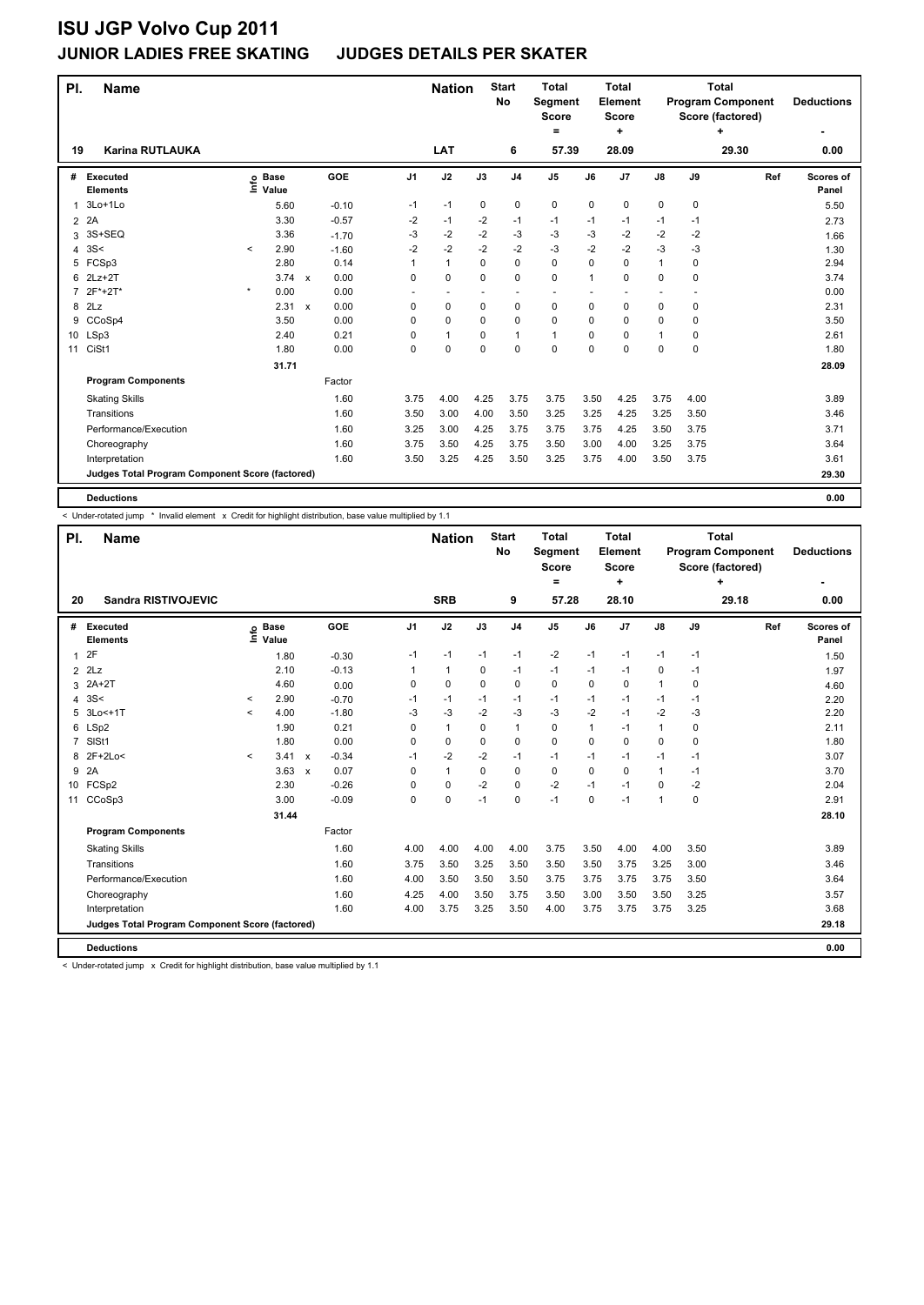# ISU JGP Volvo Cup 2011

## JUNIOR LADIES FREE SKATING JUDGES DETAILS PER SKATER

| Pl. | Name | Nation | Start No | Total Segment Score = | Total Element Score + | Total Program Component Score (factored) + | Deductions - |
|---|---|---|---|---|---|---|---|
| 19 | Karina RUTLAUKA | LAT | 6 | 57.39 | 28.09 | 29.30 | 0.00 |

| # | Executed Elements | Info | Base Value | | GOE | J1 | J2 | J3 | J4 | J5 | J6 | J7 | J8 | J9 | Ref | Scores of Panel |
|---|---|---|---|---|---|---|---|---|---|---|---|---|---|---|---|---|
| 1 | 3Lo+1Lo | | 5.60 | | -0.10 | -1 | -1 | 0 | 0 | 0 | 0 | 0 | 0 | 0 | | 5.50 |
| 2 | 2A | | 3.30 | | -0.57 | -2 | -1 | -2 | -1 | -1 | -1 | -1 | -1 | -1 | | 2.73 |
| 3 | 3S+SEQ | | 3.36 | | -1.70 | -3 | -2 | -2 | -3 | -3 | -3 | -2 | -2 | -2 | | 1.66 |
| 4 | 3S< | < | 2.90 | | -1.60 | -2 | -2 | -2 | -2 | -3 | -2 | -2 | -3 | -3 | | 1.30 |
| 5 | FCSp3 | | 2.80 | | 0.14 | 1 | 1 | 0 | 0 | 0 | 0 | 0 | 1 | 0 | | 2.94 |
| 6 | 2Lz+2T | | 3.74 | x | 0.00 | 0 | 0 | 0 | 0 | 0 | 1 | 0 | 0 | 0 | | 3.74 |
| 7 | 2F*+2T* | * | 0.00 | | 0.00 | - | - | - | - | - | - | - | - | - | | 0.00 |
| 8 | 2Lz | | 2.31 | x | 0.00 | 0 | 0 | 0 | 0 | 0 | 0 | 0 | 0 | 0 | | 2.31 |
| 9 | CCoSp4 | | 3.50 | | 0.00 | 0 | 0 | 0 | 0 | 0 | 0 | 0 | 0 | 0 | | 3.50 |
| 10 | LSp3 | | 2.40 | | 0.21 | 0 | 1 | 0 | 1 | 1 | 0 | 0 | 1 | 0 | | 2.61 |
| 11 | CiSt1 | | 1.80 | | 0.00 | 0 | 0 | 0 | 0 | 0 | 0 | 0 | 0 | 0 | | 1.80 |
| | | | 31.71 | | | | | | | | | | | | | 28.09 |
| | **Program Components** | | | | Factor | | | | | | | | | | | |
| | Skating Skills | | | | 1.60 | 3.75 | 4.00 | 4.25 | 3.75 | 3.75 | 3.50 | 4.25 | 3.75 | 4.00 | | 3.89 |
| | Transitions | | | | 1.60 | 3.50 | 3.00 | 4.00 | 3.50 | 3.25 | 3.25 | 4.25 | 3.25 | 3.50 | | 3.46 |
| | Performance/Execution | | | | 1.60 | 3.25 | 3.00 | 4.25 | 3.75 | 3.75 | 3.75 | 4.25 | 3.50 | 3.75 | | 3.71 |
| | Choreography | | | | 1.60 | 3.75 | 3.50 | 4.25 | 3.75 | 3.50 | 3.00 | 4.00 | 3.25 | 3.75 | | 3.64 |
| | Interpretation | | | | 1.60 | 3.50 | 3.25 | 4.25 | 3.50 | 3.25 | 3.75 | 4.00 | 3.50 | 3.75 | | 3.61 |
| | **Judges Total Program Component Score (factored)** | | | | | | | | | | | | | | | 29.30 |
| | **Deductions** | | | | | | | | | | | | | | | 0.00 |

< Under-rotated jump * Invalid element x Credit for highlight distribution, base value multiplied by 1.1

| Pl. | Name | Nation | Start No | Total Segment Score = | Total Element Score + | Total Program Component Score (factored) + | Deductions - |
|---|---|---|---|---|---|---|---|
| 20 | Sandra RISTIVOJEVIC | SRB | 9 | 57.28 | 28.10 | 29.18 | 0.00 |

| # | Executed Elements | Info | Base Value | | GOE | J1 | J2 | J3 | J4 | J5 | J6 | J7 | J8 | J9 | Ref | Scores of Panel |
|---|---|---|---|---|---|---|---|---|---|---|---|---|---|---|---|---|
| 1 | 2F | | 1.80 | | -0.30 | -1 | -1 | -1 | -1 | -2 | -1 | -1 | -1 | -1 | | 1.50 |
| 2 | 2Lz | | 2.10 | | -0.13 | 1 | 1 | 0 | -1 | -1 | -1 | -1 | 0 | -1 | | 1.97 |
| 3 | 2A+2T | | 4.60 | | 0.00 | 0 | 0 | 0 | 0 | 0 | 0 | 0 | 1 | 0 | | 4.60 |
| 4 | 3S< | < | 2.90 | | -0.70 | -1 | -1 | -1 | -1 | -1 | -1 | -1 | -1 | -1 | | 2.20 |
| 5 | 3Lo<+1T | < | 4.00 | | -1.80 | -3 | -3 | -2 | -3 | -3 | -2 | -1 | -2 | -3 | | 2.20 |
| 6 | LSp2 | | 1.90 | | 0.21 | 0 | 1 | 0 | 1 | 0 | 1 | -1 | 1 | 0 | | 2.11 |
| 7 | SlSt1 | | 1.80 | | 0.00 | 0 | 0 | 0 | 0 | 0 | 0 | 0 | 0 | 0 | | 1.80 |
| 8 | 2F+2Lo< | < | 3.41 | x | -0.34 | -1 | -2 | -2 | -1 | -1 | -1 | -1 | -1 | -1 | | 3.07 |
| 9 | 2A | | 3.63 | x | 0.07 | 0 | 1 | 0 | 0 | 0 | 0 | 0 | 1 | -1 | | 3.70 |
| 10 | FCSp2 | | 2.30 | | -0.26 | 0 | 0 | -2 | 0 | -2 | -1 | -1 | 0 | -2 | | 2.04 |
| 11 | CCoSp3 | | 3.00 | | -0.09 | 0 | 0 | -1 | 0 | -1 | 0 | -1 | 1 | 0 | | 2.91 |
| | | | 31.44 | | | | | | | | | | | | | 28.10 |
| | **Program Components** | | | | Factor | | | | | | | | | | | |
| | Skating Skills | | | | 1.60 | 4.00 | 4.00 | 4.00 | 4.00 | 3.75 | 3.50 | 4.00 | 4.00 | 3.50 | | 3.89 |
| | Transitions | | | | 1.60 | 3.75 | 3.50 | 3.25 | 3.50 | 3.50 | 3.50 | 3.75 | 3.25 | 3.00 | | 3.46 |
| | Performance/Execution | | | | 1.60 | 4.00 | 3.50 | 3.50 | 3.50 | 3.75 | 3.75 | 3.75 | 3.75 | 3.50 | | 3.64 |
| | Choreography | | | | 1.60 | 4.25 | 4.00 | 3.50 | 3.75 | 3.50 | 3.00 | 3.50 | 3.50 | 3.25 | | 3.57 |
| | Interpretation | | | | 1.60 | 4.00 | 3.75 | 3.25 | 3.50 | 4.00 | 3.75 | 3.75 | 3.75 | 3.25 | | 3.68 |
| | **Judges Total Program Component Score (factored)** | | | | | | | | | | | | | | | 29.18 |
| | **Deductions** | | | | | | | | | | | | | | | 0.00 |

< Under-rotated jump x Credit for highlight distribution, base value multiplied by 1.1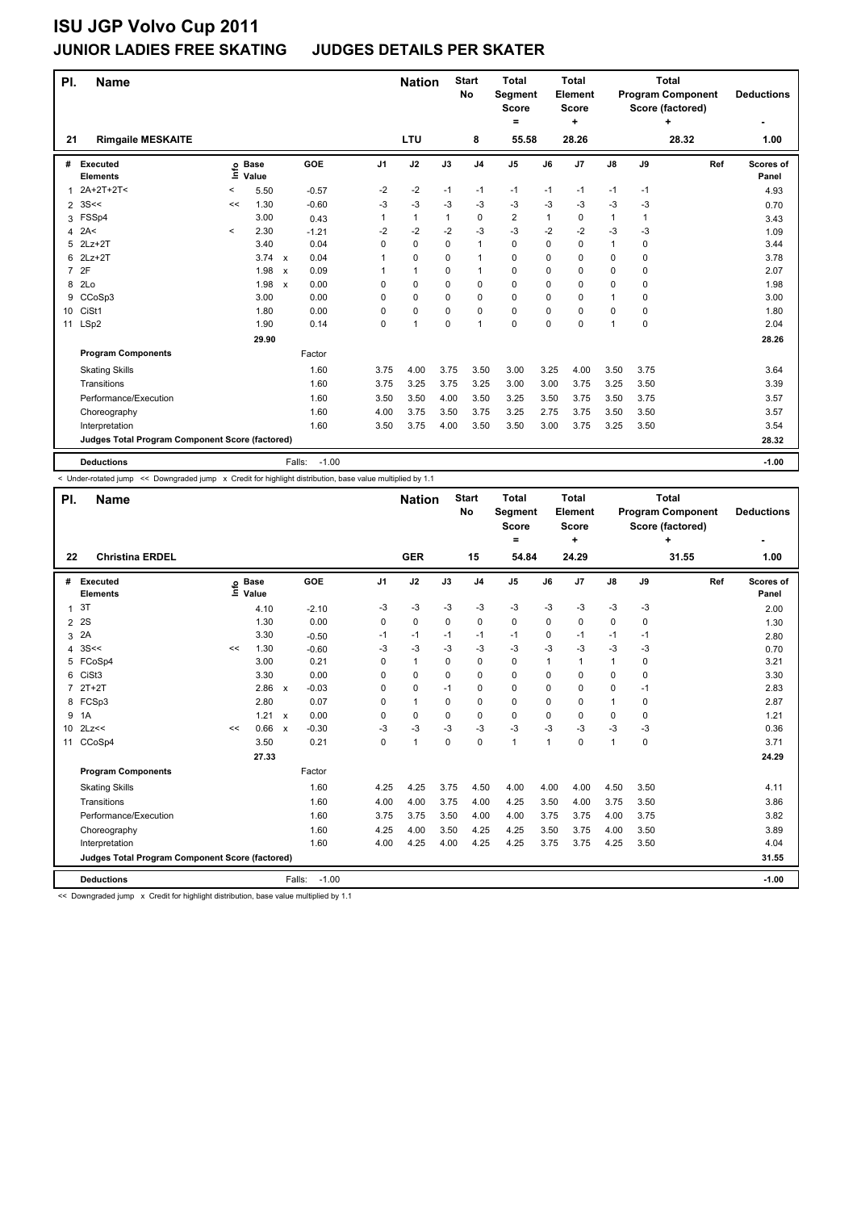# ISU JGP Volvo Cup 2011

## JUNIOR LADIES FREE SKATING JUDGES DETAILS PER SKATER

| Pl. | Name | Nation | Start No | Total Segment Score = | Total Element Score + | Total Program Component Score (factored) + | Deductions - |
|---|---|---|---|---|---|---|---|
| 21 | Rimgaile MESKAITE | LTU | 8 | 55.58 | 28.26 | 28.32 | 1.00 |

| # | Executed Elements | Info | Base Value | | GOE | J1 | J2 | J3 | J4 | J5 | J6 | J7 | J8 | J9 | Ref | Scores of Panel |
|---|---|---|---|---|---|---|---|---|---|---|---|---|---|---|---|---|
| 1 | 2A+2T+2T< | < | 5.50 | | -0.57 | -2 | -2 | -1 | -1 | -1 | -1 | -1 | -1 | -1 | | 4.93 |
| 2 | 3S<< | << | 1.30 | | -0.60 | -3 | -3 | -3 | -3 | -3 | -3 | -3 | -3 | -3 | | 0.70 |
| 3 | FSSp4 | | 3.00 | | 0.43 | 1 | 1 | 1 | 0 | 2 | 1 | 0 | 1 | 1 | | 3.43 |
| 4 | 2A< | < | 2.30 | | -1.21 | -2 | -2 | -2 | -3 | -3 | -2 | -2 | -3 | -3 | | 1.09 |
| 5 | 2Lz+2T | | 3.40 | | 0.04 | 0 | 0 | 0 | 1 | 0 | 0 | 0 | 1 | 0 | | 3.44 |
| 6 | 2Lz+2T | | 3.74 | x | 0.04 | 1 | 0 | 0 | 1 | 0 | 0 | 0 | 0 | 0 | | 3.78 |
| 7 | 2F | | 1.98 | x | 0.09 | 1 | 1 | 0 | 1 | 0 | 0 | 0 | 0 | 0 | | 2.07 |
| 8 | 2Lo | | 1.98 | x | 0.00 | 0 | 0 | 0 | 0 | 0 | 0 | 0 | 0 | 0 | | 1.98 |
| 9 | CCoSp3 | | 3.00 | | 0.00 | 0 | 0 | 0 | 0 | 0 | 0 | 0 | 1 | 0 | | 3.00 |
| 10 | CiSt1 | | 1.80 | | 0.00 | 0 | 0 | 0 | 0 | 0 | 0 | 0 | 0 | 0 | | 1.80 |
| 11 | LSp2 | | 1.90 | | 0.14 | 0 | 1 | 0 | 1 | 0 | 0 | 0 | 1 | 0 | | 2.04 |
| | | | 29.90 | | | | | | | | | | | | | 28.26 |
| | **Program Components** | | | | Factor | | | | | | | | | | | |
| | Skating Skills | | | | 1.60 | 3.75 | 4.00 | 3.75 | 3.50 | 3.00 | 3.25 | 4.00 | 3.50 | 3.75 | | 3.64 |
| | Transitions | | | | 1.60 | 3.75 | 3.25 | 3.75 | 3.25 | 3.00 | 3.00 | 3.75 | 3.25 | 3.50 | | 3.39 |
| | Performance/Execution | | | | 1.60 | 3.50 | 3.50 | 4.00 | 3.50 | 3.25 | 3.50 | 3.75 | 3.50 | 3.75 | | 3.57 |
| | Choreography | | | | 1.60 | 4.00 | 3.75 | 3.50 | 3.75 | 3.25 | 2.75 | 3.75 | 3.50 | 3.50 | | 3.57 |
| | Interpretation | | | | 1.60 | 3.50 | 3.75 | 4.00 | 3.50 | 3.50 | 3.00 | 3.75 | 3.25 | 3.50 | | 3.54 |
| | **Judges Total Program Component Score (factored)** | | | | | | | | | | | | | | | 28.32 |
| | **Deductions** | | | | Falls: -1.00 | | | | | | | | | | | -1.00 |

< Under-rotated jump << Downgraded jump x Credit for highlight distribution, base value multiplied by 1.1

| Pl. | Name | Nation | Start No | Total Segment Score = | Total Element Score + | Total Program Component Score (factored) + | Deductions - |
|---|---|---|---|---|---|---|---|
| 22 | Christina ERDEL | GER | 15 | 54.84 | 24.29 | 31.55 | 1.00 |

| # | Executed Elements | Info | Base Value | | GOE | J1 | J2 | J3 | J4 | J5 | J6 | J7 | J8 | J9 | Ref | Scores of Panel |
|---|---|---|---|---|---|---|---|---|---|---|---|---|---|---|---|---|
| 1 | 3T | | 4.10 | | -2.10 | -3 | -3 | -3 | -3 | -3 | -3 | -3 | -3 | -3 | | 2.00 |
| 2 | 2S | | 1.30 | | 0.00 | 0 | 0 | 0 | 0 | 0 | 0 | 0 | 0 | 0 | | 1.30 |
| 3 | 2A | | 3.30 | | -0.50 | -1 | -1 | -1 | -1 | -1 | 0 | -1 | -1 | -1 | | 2.80 |
| 4 | 3S<< | << | 1.30 | | -0.60 | -3 | -3 | -3 | -3 | -3 | -3 | -3 | -3 | -3 | | 0.70 |
| 5 | FCoSp4 | | 3.00 | | 0.21 | 0 | 1 | 0 | 0 | 0 | 1 | 1 | 1 | 0 | | 3.21 |
| 6 | CiSt3 | | 3.30 | | 0.00 | 0 | 0 | 0 | 0 | 0 | 0 | 0 | 0 | 0 | | 3.30 |
| 7 | 2T+2T | | 2.86 | x | -0.03 | 0 | 0 | -1 | 0 | 0 | 0 | 0 | 0 | -1 | | 2.83 |
| 8 | FCSp3 | | 2.80 | | 0.07 | 0 | 1 | 0 | 0 | 0 | 0 | 0 | 1 | 0 | | 2.87 |
| 9 | 1A | | 1.21 | x | 0.00 | 0 | 0 | 0 | 0 | 0 | 0 | 0 | 0 | 0 | | 1.21 |
| 10 | 2Lz<< | << | 0.66 | x | -0.30 | -3 | -3 | -3 | -3 | -3 | -3 | -3 | -3 | -3 | | 0.36 |
| 11 | CCoSp4 | | 3.50 | | 0.21 | 0 | 1 | 0 | 0 | 1 | 1 | 0 | 1 | 0 | | 3.71 |
| | | | 27.33 | | | | | | | | | | | | | 24.29 |
| | **Program Components** | | | | Factor | | | | | | | | | | | |
| | Skating Skills | | | | 1.60 | 4.25 | 4.25 | 3.75 | 4.50 | 4.00 | 4.00 | 4.00 | 4.50 | 3.50 | | 4.11 |
| | Transitions | | | | 1.60 | 4.00 | 4.00 | 3.75 | 4.00 | 4.25 | 3.50 | 4.00 | 3.75 | 3.50 | | 3.86 |
| | Performance/Execution | | | | 1.60 | 3.75 | 3.75 | 3.50 | 4.00 | 4.00 | 3.75 | 3.75 | 4.00 | 3.75 | | 3.82 |
| | Choreography | | | | 1.60 | 4.25 | 4.00 | 3.50 | 4.25 | 4.25 | 3.50 | 3.75 | 4.00 | 3.50 | | 3.89 |
| | Interpretation | | | | 1.60 | 4.00 | 4.25 | 4.00 | 4.25 | 4.25 | 3.75 | 3.75 | 4.25 | 3.50 | | 4.04 |
| | **Judges Total Program Component Score (factored)** | | | | | | | | | | | | | | | 31.55 |
| | **Deductions** | | | | Falls: -1.00 | | | | | | | | | | | -1.00 |

<< Downgraded jump x Credit for highlight distribution, base value multiplied by 1.1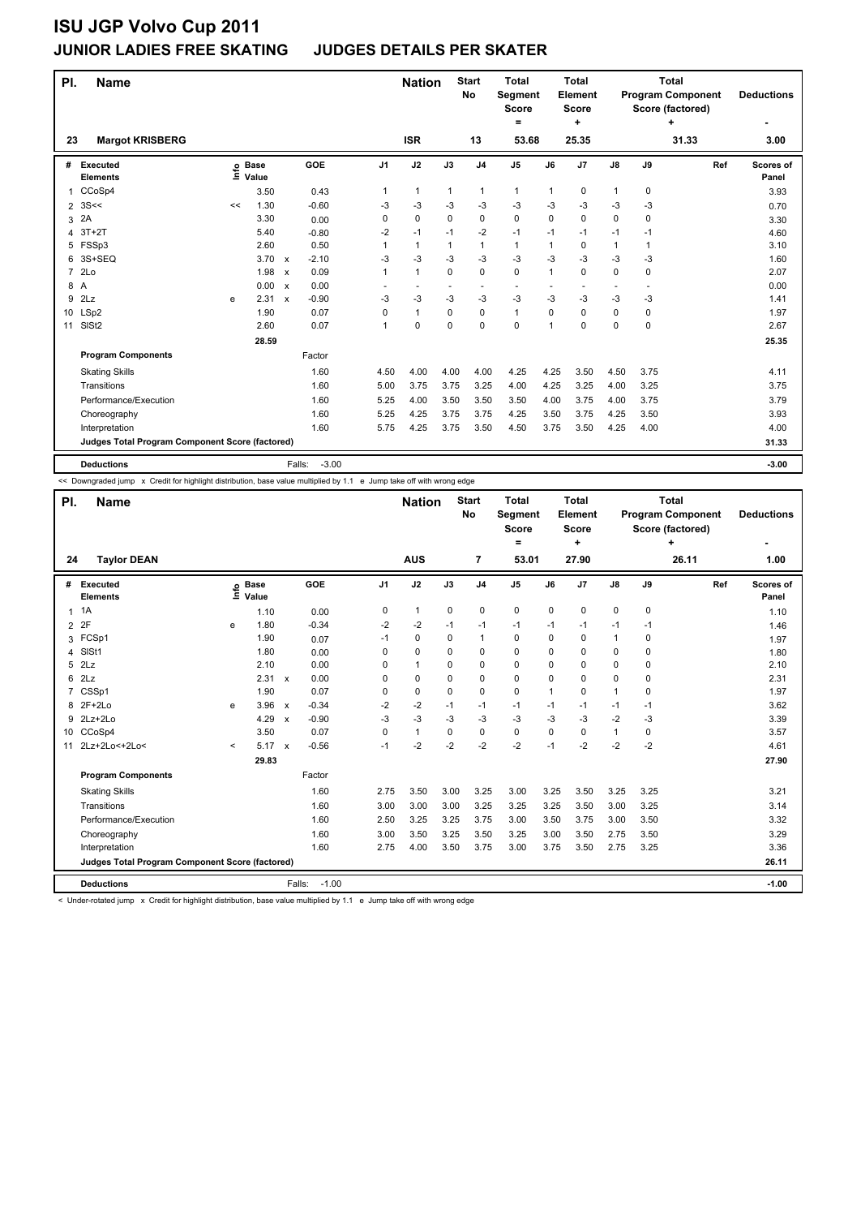# ISU JGP Volvo Cup 2011

## JUNIOR LADIES FREE SKATING JUDGES DETAILS PER SKATER

| Pl. | Name | Nation | Start No | Total Segment Score = | Total Element Score + | Total Program Component Score (factored) + | Deductions - |
|---|---|---|---|---|---|---|---|
| 23 | Margot KRISBERG | ISR | 13 | 53.68 | 25.35 | 31.33 | 3.00 |

| # | Executed Elements | Info | Base Value | | GOE | J1 | J2 | J3 | J4 | J5 | J6 | J7 | J8 | J9 | Ref | Scores of Panel |
|---|---|---|---|---|---|---|---|---|---|---|---|---|---|---|---|---|
| 1 | CCoSp4 | | 3.50 | | 0.43 | 1 | 1 | 1 | 1 | 1 | 1 | 0 | 1 | 0 | | 3.93 |
| 2 | 3S<< | << | 1.30 | | -0.60 | -3 | -3 | -3 | -3 | -3 | -3 | -3 | -3 | -3 | | 0.70 |
| 3 | 2A | | 3.30 | | 0.00 | 0 | 0 | 0 | 0 | 0 | 0 | 0 | 0 | 0 | | 3.30 |
| 4 | 3T+2T | | 5.40 | | -0.80 | -2 | -1 | -1 | -2 | -1 | -1 | -1 | -1 | -1 | | 4.60 |
| 5 | FSSp3 | | 2.60 | | 0.50 | 1 | 1 | 1 | 1 | 1 | 1 | 0 | 1 | 1 | | 3.10 |
| 6 | 3S+SEQ | | 3.70 | x | -2.10 | -3 | -3 | -3 | -3 | -3 | -3 | -3 | -3 | -3 | | 1.60 |
| 7 | 2Lo | | 1.98 | x | 0.09 | 1 | 1 | 0 | 0 | 0 | 1 | 0 | 0 | 0 | | 2.07 |
| 8 | A | | 0.00 | x | 0.00 | - | - | - | - | - | - | - | - | - | | 0.00 |
| 9 | 2Lz | e | 2.31 | x | -0.90 | -3 | -3 | -3 | -3 | -3 | -3 | -3 | -3 | -3 | | 1.41 |
| 10 | LSp2 | | 1.90 | | 0.07 | 0 | 1 | 0 | 0 | 1 | 0 | 0 | 0 | 0 | | 1.97 |
| 11 | SlSt2 | | 2.60 | | 0.07 | 1 | 0 | 0 | 0 | 0 | 1 | 0 | 0 | 0 | | 2.67 |
| | | | 28.59 | | | | | | | | | | | | | 25.35 |
| | **Program Components** | | | | Factor | | | | | | | | | | | |
| | Skating Skills | | | | 1.60 | 4.50 | 4.00 | 4.00 | 4.00 | 4.25 | 4.25 | 3.50 | 4.50 | 3.75 | | 4.11 |
| | Transitions | | | | 1.60 | 5.00 | 3.75 | 3.75 | 3.25 | 4.00 | 4.25 | 3.25 | 4.00 | 3.25 | | 3.75 |
| | Performance/Execution | | | | 1.60 | 5.25 | 4.00 | 3.50 | 3.50 | 3.50 | 4.00 | 3.75 | 4.00 | 3.75 | | 3.79 |
| | Choreography | | | | 1.60 | 5.25 | 4.25 | 3.75 | 3.75 | 4.25 | 3.50 | 3.75 | 4.25 | 3.50 | | 3.93 |
| | Interpretation | | | | 1.60 | 5.75 | 4.25 | 3.75 | 3.50 | 4.50 | 3.75 | 3.50 | 4.25 | 4.00 | | 4.00 |
| | **Judges Total Program Component Score (factored)** | | | | | | | | | | | | | | | 31.33 |
| | **Deductions** | | | | Falls: -3.00 | | | | | | | | | | | -3.00 |

<< Downgraded jump x Credit for highlight distribution, base value multiplied by 1.1 e Jump take off with wrong edge

| Pl. | Name | Nation | Start No | Total Segment Score = | Total Element Score + | Total Program Component Score (factored) + | Deductions - |
|---|---|---|---|---|---|---|---|
| 24 | Taylor DEAN | AUS | 7 | 53.01 | 27.90 | 26.11 | 1.00 |

| # | Executed Elements | Info | Base Value | | GOE | J1 | J2 | J3 | J4 | J5 | J6 | J7 | J8 | J9 | Ref | Scores of Panel |
|---|---|---|---|---|---|---|---|---|---|---|---|---|---|---|---|---|
| 1 | 1A | | 1.10 | | 0.00 | 0 | 1 | 0 | 0 | 0 | 0 | 0 | 0 | 0 | | 1.10 |
| 2 | 2F | e | 1.80 | | -0.34 | -2 | -2 | -1 | -1 | -1 | -1 | -1 | -1 | -1 | | 1.46 |
| 3 | FCSp1 | | 1.90 | | 0.07 | -1 | 0 | 0 | 1 | 0 | 0 | 0 | 1 | 0 | | 1.97 |
| 4 | SlSt1 | | 1.80 | | 0.00 | 0 | 0 | 0 | 0 | 0 | 0 | 0 | 0 | 0 | | 1.80 |
| 5 | 2Lz | | 2.10 | | 0.00 | 0 | 1 | 0 | 0 | 0 | 0 | 0 | 0 | 0 | | 2.10 |
| 6 | 2Lz | | 2.31 | x | 0.00 | 0 | 0 | 0 | 0 | 0 | 0 | 0 | 0 | 0 | | 2.31 |
| 7 | CSSp1 | | 1.90 | | 0.07 | 0 | 0 | 0 | 0 | 0 | 1 | 0 | 1 | 0 | | 1.97 |
| 8 | 2F+2Lo | e | 3.96 | x | -0.34 | -2 | -2 | -1 | -1 | -1 | -1 | -1 | -1 | -1 | | 3.62 |
| 9 | 2Lz+2Lo | | 4.29 | x | -0.90 | -3 | -3 | -3 | -3 | -3 | -3 | -3 | -2 | -3 | | 3.39 |
| 10 | CCoSp4 | | 3.50 | | 0.07 | 0 | 1 | 0 | 0 | 0 | 0 | 0 | 1 | 0 | | 3.57 |
| 11 | 2Lz+2Lo<+2Lo< | < | 5.17 | x | -0.56 | -1 | -2 | -2 | -2 | -2 | -1 | -2 | -2 | -2 | | 4.61 |
| | | | 29.83 | | | | | | | | | | | | | 27.90 |
| | **Program Components** | | | | Factor | | | | | | | | | | | |
| | Skating Skills | | | | 1.60 | 2.75 | 3.50 | 3.00 | 3.25 | 3.00 | 3.25 | 3.50 | 3.25 | 3.25 | | 3.21 |
| | Transitions | | | | 1.60 | 3.00 | 3.00 | 3.00 | 3.25 | 3.25 | 3.25 | 3.50 | 3.00 | 3.25 | | 3.14 |
| | Performance/Execution | | | | 1.60 | 2.50 | 3.25 | 3.25 | 3.75 | 3.00 | 3.50 | 3.75 | 3.00 | 3.50 | | 3.32 |
| | Choreography | | | | 1.60 | 3.00 | 3.50 | 3.25 | 3.50 | 3.25 | 3.00 | 3.50 | 2.75 | 3.50 | | 3.29 |
| | Interpretation | | | | 1.60 | 2.75 | 4.00 | 3.50 | 3.75 | 3.00 | 3.75 | 3.50 | 2.75 | 3.25 | | 3.36 |
| | **Judges Total Program Component Score (factored)** | | | | | | | | | | | | | | | 26.11 |
| | **Deductions** | | | | Falls: -1.00 | | | | | | | | | | | -1.00 |

< Under-rotated jump x Credit for highlight distribution, base value multiplied by 1.1 e Jump take off with wrong edge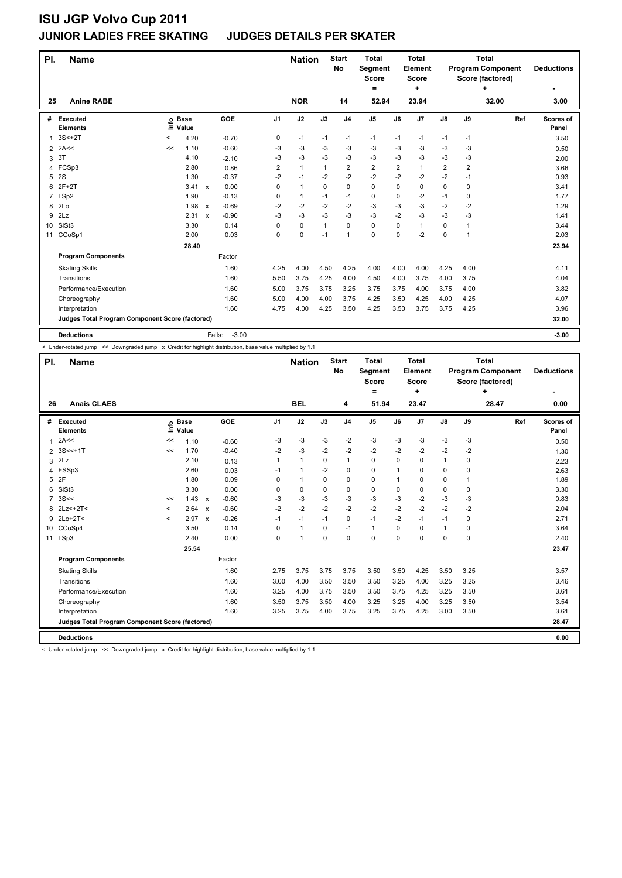# ISU JGP Volvo Cup 2011

## JUNIOR LADIES FREE SKATING JUDGES DETAILS PER SKATER

| Pl. | Name | Nation | Start No | Total Segment Score = | Total Element Score + | Total Program Component Score (factored) + | Deductions - |
|---|---|---|---|---|---|---|---|
| 25 | Anine RABE | NOR | 14 | 52.94 | 23.94 | 32.00 | 3.00 |

| # | Executed Elements | Info | Base Value | | GOE | J1 | J2 | J3 | J4 | J5 | J6 | J7 | J8 | J9 | Ref | Scores of Panel |
|---|---|---|---|---|---|---|---|---|---|---|---|---|---|---|---|---|
| 1 | 3S<+2T | < | 4.20 | | -0.70 | 0 | -1 | -1 | -1 | -1 | -1 | -1 | -1 | -1 | | 3.50 |
| 2 | 2A<< | << | 1.10 | | -0.60 | -3 | -3 | -3 | -3 | -3 | -3 | -3 | -3 | -3 | | 0.50 |
| 3 | 3T | | 4.10 | | -2.10 | -3 | -3 | -3 | -3 | -3 | -3 | -3 | -3 | -3 | | 2.00 |
| 4 | FCSp3 | | 2.80 | | 0.86 | 2 | 1 | 1 | 2 | 2 | 2 | 1 | 2 | 2 | | 3.66 |
| 5 | 2S | | 1.30 | | -0.37 | -2 | -1 | -2 | -2 | -2 | -2 | -2 | -2 | -1 | | 0.93 |
| 6 | 2F+2T | | 3.41 | x | 0.00 | 0 | 1 | 0 | 0 | 0 | 0 | 0 | 0 | 0 | | 3.41 |
| 7 | LSp2 | | 1.90 | | -0.13 | 0 | 1 | -1 | -1 | 0 | 0 | -2 | -1 | 0 | | 1.77 |
| 8 | 2Lo | | 1.98 | x | -0.69 | -2 | -2 | -2 | -2 | -3 | -3 | -3 | -2 | -2 | | 1.29 |
| 9 | 2Lz | | 2.31 | x | -0.90 | -3 | -3 | -3 | -3 | -3 | -2 | -3 | -3 | -3 | | 1.41 |
| 10 | SlSt3 | | 3.30 | | 0.14 | 0 | 0 | 1 | 0 | 0 | 0 | 1 | 0 | 1 | | 3.44 |
| 11 | CCoSp1 | | 2.00 | | 0.03 | 0 | 0 | -1 | 1 | 0 | 0 | -2 | 0 | 1 | | 2.03 |
| | | | 28.40 | | | | | | | | | | | | | 23.94 |
| | **Program Components** | | | | Factor | | | | | | | | | | | |
| | Skating Skills | | | | 1.60 | 4.25 | 4.00 | 4.50 | 4.25 | 4.00 | 4.00 | 4.00 | 4.25 | 4.00 | | 4.11 |
| | Transitions | | | | 1.60 | 5.50 | 3.75 | 4.25 | 4.00 | 4.50 | 4.00 | 3.75 | 4.00 | 3.75 | | 4.04 |
| | Performance/Execution | | | | 1.60 | 5.00 | 3.75 | 3.75 | 3.25 | 3.75 | 3.75 | 4.00 | 3.75 | 4.00 | | 3.82 |
| | Choreography | | | | 1.60 | 5.00 | 4.00 | 4.00 | 3.75 | 4.25 | 3.50 | 4.25 | 4.00 | 4.25 | | 4.07 |
| | Interpretation | | | | 1.60 | 4.75 | 4.00 | 4.25 | 3.50 | 4.25 | 3.50 | 3.75 | 3.75 | 4.25 | | 3.96 |
| | **Judges Total Program Component Score (factored)** | | | | | | | | | | | | | | | 32.00 |
| | **Deductions** | | | | Falls: -3.00 | | | | | | | | | | | -3.00 |

< Under-rotated jump << Downgraded jump x Credit for highlight distribution, base value multiplied by 1.1

| Pl. | Name | Nation | Start No | Total Segment Score = | Total Element Score + | Total Program Component Score (factored) + | Deductions - |
|---|---|---|---|---|---|---|---|
| 26 | Anais CLAES | BEL | 4 | 51.94 | 23.47 | 28.47 | 0.00 |

| # | Executed Elements | Info | Base Value | | GOE | J1 | J2 | J3 | J4 | J5 | J6 | J7 | J8 | J9 | Ref | Scores of Panel |
|---|---|---|---|---|---|---|---|---|---|---|---|---|---|---|---|---|
| 1 | 2A<< | << | 1.10 | | -0.60 | -3 | -3 | -3 | -2 | -3 | -3 | -3 | -3 | -3 | | 0.50 |
| 2 | 3S<<+1T | << | 1.70 | | -0.40 | -2 | -3 | -2 | -2 | -2 | -2 | -2 | -2 | -2 | | 1.30 |
| 3 | 2Lz | | 2.10 | | 0.13 | 1 | 1 | 0 | 1 | 0 | 0 | 0 | 1 | 0 | | 2.23 |
| 4 | FSSp3 | | 2.60 | | 0.03 | -1 | 1 | -2 | 0 | 0 | 1 | 0 | 0 | 0 | | 2.63 |
| 5 | 2F | | 1.80 | | 0.09 | 0 | 1 | 0 | 0 | 0 | 1 | 0 | 0 | 1 | | 1.89 |
| 6 | SlSt3 | | 3.30 | | 0.00 | 0 | 0 | 0 | 0 | 0 | 0 | 0 | 0 | 0 | | 3.30 |
| 7 | 3S<< | << | 1.43 | x | -0.60 | -3 | -3 | -3 | -3 | -3 | -3 | -2 | -3 | -3 | | 0.83 |
| 8 | 2Lz<+2T< | < | 2.64 | x | -0.60 | -2 | -2 | -2 | -2 | -2 | -2 | -2 | -2 | -2 | | 2.04 |
| 9 | 2Lo+2T< | < | 2.97 | x | -0.26 | -1 | -1 | -1 | 0 | -1 | -2 | -1 | -1 | 0 | | 2.71 |
| 10 | CCoSp4 | | 3.50 | | 0.14 | 0 | 1 | 0 | -1 | 1 | 0 | 0 | 1 | 0 | | 3.64 |
| 11 | LSp3 | | 2.40 | | 0.00 | 0 | 1 | 0 | 0 | 0 | 0 | 0 | 0 | 0 | | 2.40 |
| | | | 25.54 | | | | | | | | | | | | | 23.47 |
| | **Program Components** | | | | Factor | | | | | | | | | | | |
| | Skating Skills | | | | 1.60 | 2.75 | 3.75 | 3.75 | 3.75 | 3.50 | 3.50 | 4.25 | 3.50 | 3.25 | | 3.57 |
| | Transitions | | | | 1.60 | 3.00 | 4.00 | 3.50 | 3.50 | 3.50 | 3.25 | 4.00 | 3.25 | 3.25 | | 3.46 |
| | Performance/Execution | | | | 1.60 | 3.25 | 4.00 | 3.75 | 3.50 | 3.50 | 3.75 | 4.25 | 3.25 | 3.50 | | 3.61 |
| | Choreography | | | | 1.60 | 3.50 | 3.75 | 3.50 | 4.00 | 3.25 | 3.25 | 4.00 | 3.25 | 3.50 | | 3.54 |
| | Interpretation | | | | 1.60 | 3.25 | 3.75 | 4.00 | 3.75 | 3.25 | 3.75 | 4.25 | 3.00 | 3.50 | | 3.61 |
| | **Judges Total Program Component Score (factored)** | | | | | | | | | | | | | | | 28.47 |
| | **Deductions** | | | | | | | | | | | | | | | 0.00 |

< Under-rotated jump << Downgraded jump x Credit for highlight distribution, base value multiplied by 1.1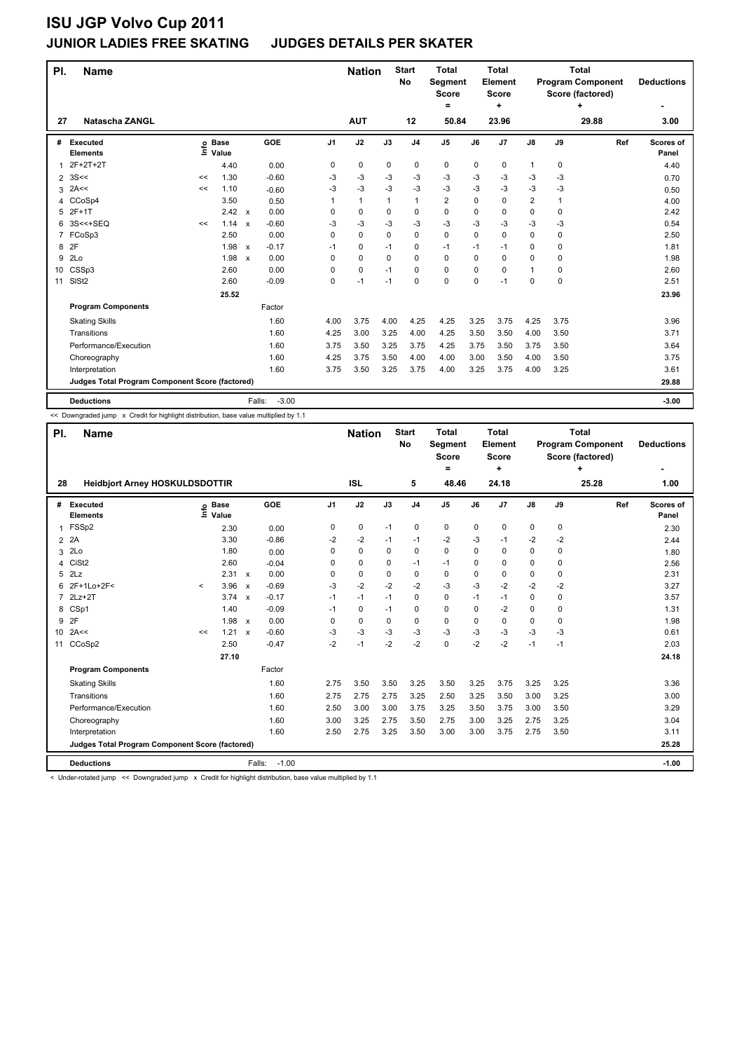# ISU JGP Volvo Cup 2011

## JUNIOR LADIES FREE SKATING    JUDGES DETAILS PER SKATER

| Pl. | Name | Nation | Start No | Total Segment Score = | Total Element Score + | Total Program Component Score (factored) + | Deductions - |
|---|---|---|---|---|---|---|---|
| 27 | Natascha ZANGL | AUT | 12 | 50.84 | 23.96 | 29.88 | 3.00 |

| # | Executed Elements | Info | Base Value | | GOE | J1 | J2 | J3 | J4 | J5 | J6 | J7 | J8 | J9 | Ref | Scores of Panel |
|---|---|---|---|---|---|---|---|---|---|---|---|---|---|---|---|---|
| 1 | 2F+2T+2T | | 4.40 | | 0.00 | 0 | 0 | 0 | 0 | 0 | 0 | 0 | 1 | 0 | | 4.40 |
| 2 | 3S<< | << | 1.30 | | -0.60 | -3 | -3 | -3 | -3 | -3 | -3 | -3 | -3 | -3 | | 0.70 |
| 3 | 2A<< | << | 1.10 | | -0.60 | -3 | -3 | -3 | -3 | -3 | -3 | -3 | -3 | -3 | | 0.50 |
| 4 | CCoSp4 | | 3.50 | | 0.50 | 1 | 1 | 1 | 1 | 2 | 0 | 0 | 2 | 1 | | 4.00 |
| 5 | 2F+1T | | 2.42 | x | 0.00 | 0 | 0 | 0 | 0 | 0 | 0 | 0 | 0 | 0 | | 2.42 |
| 6 | 3S<<+SEQ | << | 1.14 | x | -0.60 | -3 | -3 | -3 | -3 | -3 | -3 | -3 | -3 | -3 | | 0.54 |
| 7 | FCoSp3 | | 2.50 | | 0.00 | 0 | 0 | 0 | 0 | 0 | 0 | 0 | 0 | 0 | | 2.50 |
| 8 | 2F | | 1.98 | x | -0.17 | -1 | 0 | -1 | 0 | -1 | -1 | -1 | 0 | 0 | | 1.81 |
| 9 | 2Lo | | 1.98 | x | 0.00 | 0 | 0 | 0 | 0 | 0 | 0 | 0 | 0 | 0 | | 1.98 |
| 10 | CSSp3 | | 2.60 | | 0.00 | 0 | 0 | -1 | 0 | 0 | 0 | 0 | 1 | 0 | | 2.60 |
| 11 | SlSt2 | | 2.60 | | -0.09 | 0 | -1 | -1 | 0 | 0 | 0 | -1 | 0 | 0 | | 2.51 |
| | | | 25.52 | | | | | | | | | | | | | 23.96 |
| | **Program Components** | | | | Factor | | | | | | | | | | | |
| | Skating Skills | | | | 1.60 | 4.00 | 3.75 | 4.00 | 4.25 | 4.25 | 3.25 | 3.75 | 4.25 | 3.75 | | 3.96 |
| | Transitions | | | | 1.60 | 4.25 | 3.00 | 3.25 | 4.00 | 4.25 | 3.50 | 3.50 | 4.00 | 3.50 | | 3.71 |
| | Performance/Execution | | | | 1.60 | 3.75 | 3.50 | 3.25 | 3.75 | 4.25 | 3.75 | 3.50 | 3.75 | 3.50 | | 3.64 |
| | Choreography | | | | 1.60 | 4.25 | 3.75 | 3.50 | 4.00 | 4.00 | 3.00 | 3.50 | 4.00 | 3.50 | | 3.75 |
| | Interpretation | | | | 1.60 | 3.75 | 3.50 | 3.25 | 3.75 | 4.00 | 3.25 | 3.75 | 4.00 | 3.25 | | 3.61 |
| | **Judges Total Program Component Score (factored)** | | | | | | | | | | | | | | | 29.88 |
| | **Deductions** | | | | Falls: -3.00 | | | | | | | | | | | -3.00 |

<< Downgraded jump x Credit for highlight distribution, base value multiplied by 1.1

| Pl. | Name | Nation | Start No | Total Segment Score = | Total Element Score + | Total Program Component Score (factored) + | Deductions - |
|---|---|---|---|---|---|---|---|
| 28 | Heidbjort Arney HOSKULDSDOTTIR | ISL | 5 | 48.46 | 24.18 | 25.28 | 1.00 |

| # | Executed Elements | Info | Base Value | | GOE | J1 | J2 | J3 | J4 | J5 | J6 | J7 | J8 | J9 | Ref | Scores of Panel |
|---|---|---|---|---|---|---|---|---|---|---|---|---|---|---|---|---|
| 1 | FSSp2 | | 2.30 | | 0.00 | 0 | 0 | -1 | 0 | 0 | 0 | 0 | 0 | 0 | | 2.30 |
| 2 | 2A | | 3.30 | | -0.86 | -2 | -2 | -1 | -1 | -2 | -3 | -1 | -2 | -2 | | 2.44 |
| 3 | 2Lo | | 1.80 | | 0.00 | 0 | 0 | 0 | 0 | 0 | 0 | 0 | 0 | 0 | | 1.80 |
| 4 | CiSt2 | | 2.60 | | -0.04 | 0 | 0 | 0 | -1 | -1 | 0 | 0 | 0 | 0 | | 2.56 |
| 5 | 2Lz | | 2.31 | x | 0.00 | 0 | 0 | 0 | 0 | 0 | 0 | 0 | 0 | 0 | | 2.31 |
| 6 | 2F+1Lo+2F< | < | 3.96 | x | -0.69 | -3 | -2 | -2 | -2 | -3 | -3 | -2 | -2 | -2 | | 3.27 |
| 7 | 2Lz+2T | | 3.74 | x | -0.17 | -1 | -1 | -1 | 0 | 0 | -1 | -1 | 0 | 0 | | 3.57 |
| 8 | CSp1 | | 1.40 | | -0.09 | -1 | 0 | -1 | 0 | 0 | 0 | -2 | 0 | 0 | | 1.31 |
| 9 | 2F | | 1.98 | x | 0.00 | 0 | 0 | 0 | 0 | 0 | 0 | 0 | 0 | 0 | | 1.98 |
| 10 | 2A<< | << | 1.21 | x | -0.60 | -3 | -3 | -3 | -3 | -3 | -3 | -3 | -3 | -3 | | 0.61 |
| 11 | CCoSp2 | | 2.50 | | -0.47 | -2 | -1 | -2 | -2 | 0 | -2 | -2 | -1 | -1 | | 2.03 |
| | | | 27.10 | | | | | | | | | | | | | 24.18 |
| | **Program Components** | | | | Factor | | | | | | | | | | | |
| | Skating Skills | | | | 1.60 | 2.75 | 3.50 | 3.50 | 3.25 | 3.50 | 3.25 | 3.75 | 3.25 | 3.25 | | 3.36 |
| | Transitions | | | | 1.60 | 2.75 | 2.75 | 2.75 | 3.25 | 2.50 | 3.25 | 3.50 | 3.00 | 3.25 | | 3.00 |
| | Performance/Execution | | | | 1.60 | 2.50 | 3.00 | 3.00 | 3.75 | 3.25 | 3.50 | 3.75 | 3.00 | 3.50 | | 3.29 |
| | Choreography | | | | 1.60 | 3.00 | 3.25 | 2.75 | 3.50 | 2.75 | 3.00 | 3.25 | 2.75 | 3.25 | | 3.04 |
| | Interpretation | | | | 1.60 | 2.50 | 2.75 | 3.25 | 3.50 | 3.00 | 3.00 | 3.75 | 2.75 | 3.50 | | 3.11 |
| | **Judges Total Program Component Score (factored)** | | | | | | | | | | | | | | | 25.28 |
| | **Deductions** | | | | Falls: -1.00 | | | | | | | | | | | -1.00 |

< Under-rotated jump << Downgraded jump x Credit for highlight distribution, base value multiplied by 1.1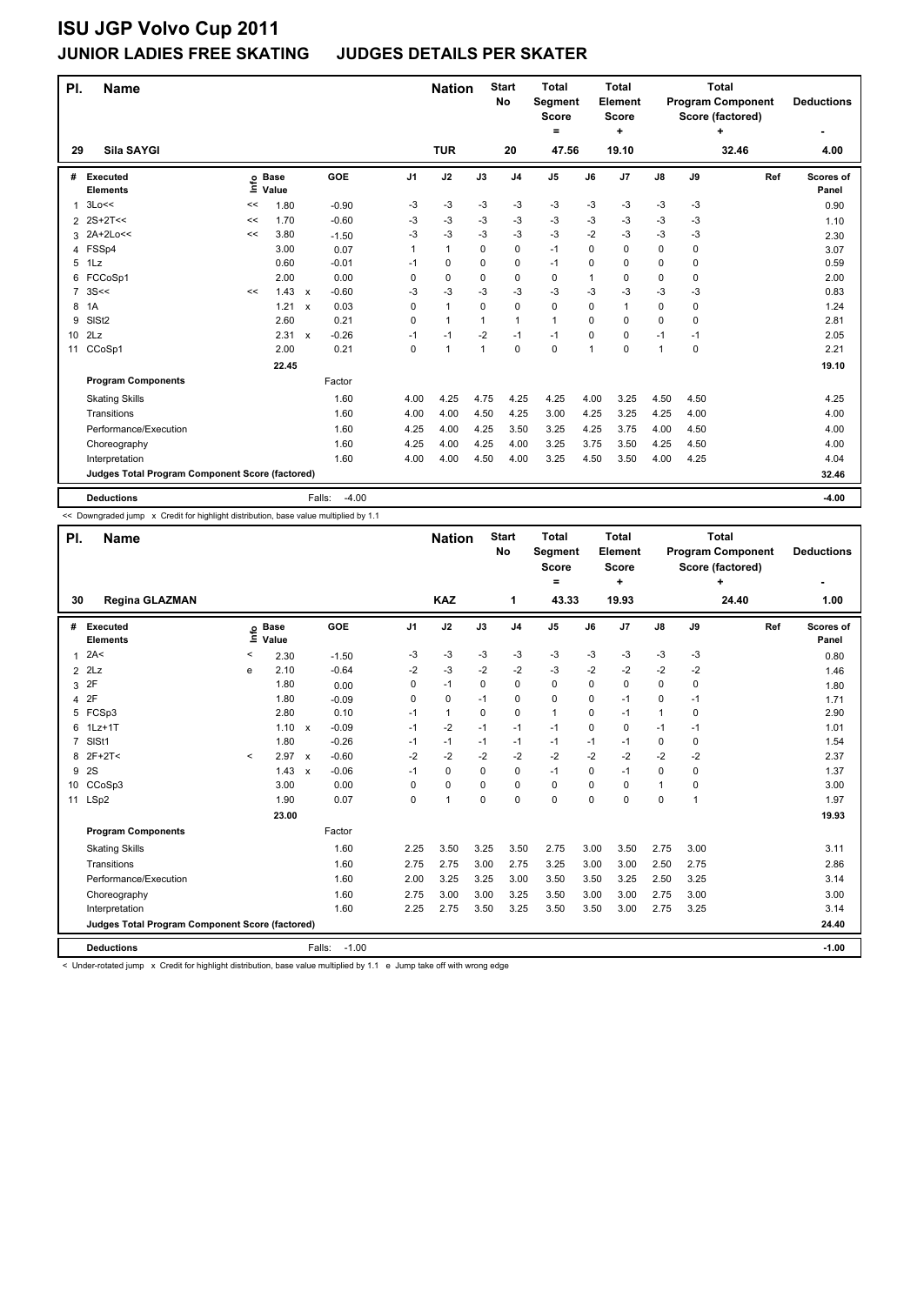# ISU JGP Volvo Cup 2011

## JUNIOR LADIES FREE SKATING JUDGES DETAILS PER SKATER

| Pl. | Name | Nation | Start No | Total Segment Score = | Total Element Score + | Total Program Component Score (factored) + | Deductions - |
|---|---|---|---|---|---|---|---|
| 29 | Sila SAYGI | TUR | 20 | 47.56 | 19.10 | 32.46 | 4.00 |

| # | Executed Elements | Info | Base Value | | GOE | J1 | J2 | J3 | J4 | J5 | J6 | J7 | J8 | J9 | Ref | Scores of Panel |
|---|---|---|---|---|---|---|---|---|---|---|---|---|---|---|---|---|
| 1 | 3Lo<< | << | 1.80 | | -0.90 | -3 | -3 | -3 | -3 | -3 | -3 | -3 | -3 | -3 | | 0.90 |
| 2 | 2S+2T<< | << | 1.70 | | -0.60 | -3 | -3 | -3 | -3 | -3 | -3 | -3 | -3 | -3 | | 1.10 |
| 3 | 2A+2Lo<< | << | 3.80 | | -1.50 | -3 | -3 | -3 | -3 | -3 | -2 | -3 | -3 | -3 | | 2.30 |
| 4 | FSSp4 | | 3.00 | | 0.07 | 1 | 1 | 0 | 0 | -1 | 0 | 0 | 0 | 0 | | 3.07 |
| 5 | 1Lz | | 0.60 | | -0.01 | -1 | 0 | 0 | 0 | -1 | 0 | 0 | 0 | 0 | | 0.59 |
| 6 | FCCoSp1 | | 2.00 | | 0.00 | 0 | 0 | 0 | 0 | 0 | 1 | 0 | 0 | 0 | | 2.00 |
| 7 | 3S<< | << | 1.43 | x | -0.60 | -3 | -3 | -3 | -3 | -3 | -3 | -3 | -3 | -3 | | 0.83 |
| 8 | 1A | | 1.21 | x | 0.03 | 0 | 1 | 0 | 0 | 0 | 0 | 1 | 0 | 0 | | 1.24 |
| 9 | SlSt2 | | 2.60 | | 0.21 | 0 | 1 | 1 | 1 | 1 | 0 | 0 | 0 | 0 | | 2.81 |
| 10 | 2Lz | | 2.31 | x | -0.26 | -1 | -1 | -2 | -1 | -1 | 0 | 0 | -1 | -1 | | 2.05 |
| 11 | CCoSp1 | | 2.00 | | 0.21 | 0 | 1 | 1 | 0 | 0 | 1 | 0 | 1 | 0 | | 2.21 |
| | | | 22.45 | | | | | | | | | | | | | 19.10 |

| Program Components | Factor | J1 | J2 | J3 | J4 | J5 | J6 | J7 | J8 | J9 | Ref | Scores of Panel |
|---|---|---|---|---|---|---|---|---|---|---|---|---|
| Skating Skills | 1.60 | 4.00 | 4.25 | 4.75 | 4.25 | 4.25 | 4.00 | 3.25 | 4.50 | 4.50 | | 4.25 |
| Transitions | 1.60 | 4.00 | 4.00 | 4.50 | 4.25 | 3.00 | 4.25 | 3.25 | 4.25 | 4.00 | | 4.00 |
| Performance/Execution | 1.60 | 4.25 | 4.00 | 4.25 | 3.50 | 3.25 | 4.25 | 3.75 | 4.00 | 4.50 | | 4.00 |
| Choreography | 1.60 | 4.25 | 4.00 | 4.25 | 4.00 | 3.25 | 3.75 | 3.50 | 4.25 | 4.50 | | 4.00 |
| Interpretation | 1.60 | 4.00 | 4.00 | 4.50 | 4.00 | 3.25 | 4.50 | 3.50 | 4.00 | 4.25 | | 4.04 |
| Judges Total Program Component Score (factored) | | | | | | | | | | | | 32.46 |
| Deductions | Falls: -4.00 | | | | | | | | | | | -4.00 |

<< Downgraded jump x Credit for highlight distribution, base value multiplied by 1.1

| Pl. | Name | Nation | Start No | Total Segment Score = | Total Element Score + | Total Program Component Score (factored) + | Deductions - |
|---|---|---|---|---|---|---|---|
| 30 | Regina GLAZMAN | KAZ | 1 | 43.33 | 19.93 | 24.40 | 1.00 |

| # | Executed Elements | Info | Base Value | | GOE | J1 | J2 | J3 | J4 | J5 | J6 | J7 | J8 | J9 | Ref | Scores of Panel |
|---|---|---|---|---|---|---|---|---|---|---|---|---|---|---|---|---|
| 1 | 2A< | < | 2.30 | | -1.50 | -3 | -3 | -3 | -3 | -3 | -3 | -3 | -3 | -3 | | 0.80 |
| 2 | 2Lz | e | 2.10 | | -0.64 | -2 | -3 | -2 | -2 | -3 | -2 | -2 | -2 | -2 | | 1.46 |
| 3 | 2F | | 1.80 | | 0.00 | 0 | -1 | 0 | 0 | 0 | 0 | 0 | 0 | 0 | | 1.80 |
| 4 | 2F | | 1.80 | | -0.09 | 0 | 0 | -1 | 0 | 0 | 0 | -1 | 0 | -1 | | 1.71 |
| 5 | FCSp3 | | 2.80 | | 0.10 | -1 | 1 | 0 | 0 | 1 | 0 | -1 | 1 | 0 | | 2.90 |
| 6 | 1Lz+1T | | 1.10 | x | -0.09 | -1 | -2 | -1 | -1 | -1 | 0 | 0 | -1 | -1 | | 1.01 |
| 7 | SlSt1 | | 1.80 | | -0.26 | -1 | -1 | -1 | -1 | -1 | -1 | -1 | 0 | 0 | | 1.54 |
| 8 | 2F+2T< | < | 2.97 | x | -0.60 | -2 | -2 | -2 | -2 | -2 | -2 | -2 | -2 | -2 | | 2.37 |
| 9 | 2S | | 1.43 | x | -0.06 | -1 | 0 | 0 | 0 | -1 | 0 | -1 | 0 | 0 | | 1.37 |
| 10 | CCoSp3 | | 3.00 | | 0.00 | 0 | 0 | 0 | 0 | 0 | 0 | 0 | 1 | 0 | | 3.00 |
| 11 | LSp2 | | 1.90 | | 0.07 | 0 | 1 | 0 | 0 | 0 | 0 | 0 | 0 | 1 | | 1.97 |
| | | | 23.00 | | | | | | | | | | | | | 19.93 |

| Program Components | Factor | J1 | J2 | J3 | J4 | J5 | J6 | J7 | J8 | J9 | Ref | Scores of Panel |
|---|---|---|---|---|---|---|---|---|---|---|---|---|
| Skating Skills | 1.60 | 2.25 | 3.50 | 3.25 | 3.50 | 2.75 | 3.00 | 3.50 | 2.75 | 3.00 | | 3.11 |
| Transitions | 1.60 | 2.75 | 2.75 | 3.00 | 2.75 | 3.25 | 3.00 | 3.00 | 2.50 | 2.75 | | 2.86 |
| Performance/Execution | 1.60 | 2.00 | 3.25 | 3.25 | 3.00 | 3.50 | 3.50 | 3.25 | 2.50 | 3.25 | | 3.14 |
| Choreography | 1.60 | 2.75 | 3.00 | 3.00 | 3.25 | 3.50 | 3.00 | 3.00 | 2.75 | 3.00 | | 3.00 |
| Interpretation | 1.60 | 2.25 | 2.75 | 3.50 | 3.25 | 3.50 | 3.50 | 3.00 | 2.75 | 3.25 | | 3.14 |
| Judges Total Program Component Score (factored) | | | | | | | | | | | | 24.40 |
| Deductions | Falls: -1.00 | | | | | | | | | | | -1.00 |

< Under-rotated jump x Credit for highlight distribution, base value multiplied by 1.1 e Jump take off with wrong edge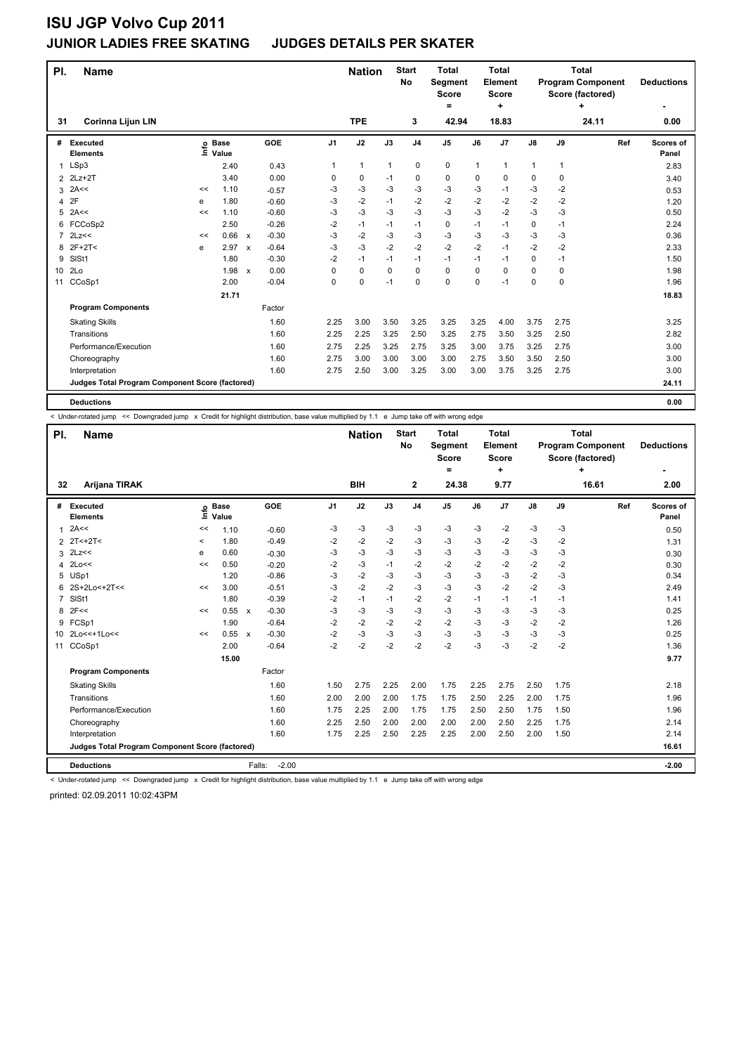# ISU JGP Volvo Cup 2011

## JUNIOR LADIES FREE SKATING JUDGES DETAILS PER SKATER

| Pl. | Name | Nation | Start No | Total Segment Score = | Total Element Score + | Total Program Component Score (factored) + | Deductions - |
|---|---|---|---|---|---|---|---|
| 31 | Corinna Lijun LIN | TPE | 3 | 42.94 | 18.83 | 24.11 | 0.00 |

| # | Executed Elements | Info | Base Value | | GOE | J1 | J2 | J3 | J4 | J5 | J6 | J7 | J8 | J9 | Ref | Scores of Panel |
|---|---|---|---|---|---|---|---|---|---|---|---|---|---|---|---|---|
| 1 | LSp3 | | 2.40 | | 0.43 | 1 | 1 | 1 | 0 | 0 | 1 | 1 | 1 | 1 | | 2.83 |
| 2 | 2Lz+2T | | 3.40 | | 0.00 | 0 | 0 | -1 | 0 | 0 | 0 | 0 | 0 | 0 | | 3.40 |
| 3 | 2A<< | << | 1.10 | | -0.57 | -3 | -3 | -3 | -3 | -3 | -3 | -1 | -3 | -2 | | 0.53 |
| 4 | 2F | e | 1.80 | | -0.60 | -3 | -2 | -1 | -2 | -2 | -2 | -2 | -2 | -2 | | 1.20 |
| 5 | 2A<< | << | 1.10 | | -0.60 | -3 | -3 | -3 | -3 | -3 | -3 | -2 | -3 | -3 | | 0.50 |
| 6 | FCCoSp2 | | 2.50 | | -0.26 | -2 | -1 | -1 | -1 | 0 | -1 | -1 | 0 | -1 | | 2.24 |
| 7 | 2Lz<< | << | 0.66 | x | -0.30 | -3 | -2 | -3 | -3 | -3 | -3 | -3 | -3 | -3 | | 0.36 |
| 8 | 2F+2T< | e | 2.97 | x | -0.64 | -3 | -3 | -2 | -2 | -2 | -2 | -1 | -2 | -2 | | 2.33 |
| 9 | SlSt1 | | 1.80 | | -0.30 | -2 | -1 | -1 | -1 | -1 | -1 | -1 | 0 | -1 | | 1.50 |
| 10 | 2Lo | | 1.98 | x | 0.00 | 0 | 0 | 0 | 0 | 0 | 0 | 0 | 0 | 0 | | 1.98 |
| 11 | CCoSp1 | | 2.00 | | -0.04 | 0 | 0 | -1 | 0 | 0 | 0 | -1 | 0 | 0 | | 1.96 |
| | | | 21.71 | | | | | | | | | | | | | 18.83 |
| | **Program Components** | | | | Factor | | | | | | | | | | | |
| | Skating Skills | | | | 1.60 | 2.25 | 3.00 | 3.50 | 3.25 | 3.25 | 3.25 | 4.00 | 3.75 | 2.75 | | 3.25 |
| | Transitions | | | | 1.60 | 2.25 | 2.25 | 3.25 | 2.50 | 3.25 | 2.75 | 3.50 | 3.25 | 2.50 | | 2.82 |
| | Performance/Execution | | | | 1.60 | 2.75 | 2.25 | 3.25 | 2.75 | 3.25 | 3.00 | 3.75 | 3.25 | 2.75 | | 3.00 |
| | Choreography | | | | 1.60 | 2.75 | 3.00 | 3.00 | 3.00 | 3.00 | 2.75 | 3.50 | 3.50 | 2.50 | | 3.00 |
| | Interpretation | | | | 1.60 | 2.75 | 2.50 | 3.00 | 3.25 | 3.00 | 3.00 | 3.75 | 3.25 | 2.75 | | 3.00 |
| | **Judges Total Program Component Score (factored)** | | | | | | | | | | | | | | | 24.11 |
| | **Deductions** | | | | | | | | | | | | | | | 0.00 |

< Under-rotated jump << Downgraded jump x Credit for highlight distribution, base value multiplied by 1.1 e Jump take off with wrong edge

| Pl. | Name | Nation | Start No | Total Segment Score = | Total Element Score + | Total Program Component Score (factored) + | Deductions - |
|---|---|---|---|---|---|---|---|
| 32 | Arijana TIRAK | BIH | 2 | 24.38 | 9.77 | 16.61 | 2.00 |

| # | Executed Elements | Info | Base Value | | GOE | J1 | J2 | J3 | J4 | J5 | J6 | J7 | J8 | J9 | Ref | Scores of Panel |
|---|---|---|---|---|---|---|---|---|---|---|---|---|---|---|---|---|
| 1 | 2A<< | << | 1.10 | | -0.60 | -3 | -3 | -3 | -3 | -3 | -3 | -2 | -3 | -3 | | 0.50 |
| 2 | 2T<+2T< | < | 1.80 | | -0.49 | -2 | -2 | -2 | -3 | -3 | -3 | -2 | -3 | -2 | | 1.31 |
| 3 | 2Lz<< | e | 0.60 | | -0.30 | -3 | -3 | -3 | -3 | -3 | -3 | -3 | -3 | -3 | | 0.30 |
| 4 | 2Lo<< | << | 0.50 | | -0.20 | -2 | -3 | -1 | -2 | -2 | -2 | -2 | -2 | -2 | | 0.30 |
| 5 | USp1 | | 1.20 | | -0.86 | -3 | -2 | -3 | -3 | -3 | -3 | -3 | -2 | -3 | | 0.34 |
| 6 | 2S+2Lo<+2T<< | << | 3.00 | | -0.51 | -3 | -2 | -2 | -3 | -3 | -3 | -2 | -2 | -3 | | 2.49 |
| 7 | SlSt1 | | 1.80 | | -0.39 | -2 | -1 | -1 | -2 | -2 | -1 | -1 | -1 | -1 | | 1.41 |
| 8 | 2F<< | << | 0.55 | x | -0.30 | -3 | -3 | -3 | -3 | -3 | -3 | -3 | -3 | -3 | | 0.25 |
| 9 | FCSp1 | | 1.90 | | -0.64 | -2 | -2 | -2 | -2 | -2 | -3 | -3 | -2 | -2 | | 1.26 |
| 10 | 2Lo<<+1Lo<< | << | 0.55 | x | -0.30 | -2 | -3 | -3 | -3 | -3 | -3 | -3 | -3 | -3 | | 0.25 |
| 11 | CCoSp1 | | 2.00 | | -0.64 | -2 | -2 | -2 | -2 | -2 | -3 | -3 | -2 | -2 | | 1.36 |
| | | | 15.00 | | | | | | | | | | | | | 9.77 |
| | **Program Components** | | | | Factor | | | | | | | | | | | |
| | Skating Skills | | | | 1.60 | 1.50 | 2.75 | 2.25 | 2.00 | 1.75 | 2.25 | 2.75 | 2.50 | 1.75 | | 2.18 |
| | Transitions | | | | 1.60 | 2.00 | 2.00 | 2.00 | 1.75 | 1.75 | 2.50 | 2.25 | 2.00 | 1.75 | | 1.96 |
| | Performance/Execution | | | | 1.60 | 1.75 | 2.25 | 2.00 | 1.75 | 1.75 | 2.50 | 2.50 | 1.75 | 1.50 | | 1.96 |
| | Choreography | | | | 1.60 | 2.25 | 2.50 | 2.00 | 2.00 | 2.00 | 2.00 | 2.50 | 2.25 | 1.75 | | 2.14 |
| | Interpretation | | | | 1.60 | 1.75 | 2.25 | 2.50 | 2.25 | 2.25 | 2.00 | 2.50 | 2.00 | 1.50 | | 2.14 |
| | **Judges Total Program Component Score (factored)** | | | | | | | | | | | | | | | 16.61 |
| | **Deductions** | | | Falls: | -2.00 | | | | | | | | | | | -2.00 |

< Under-rotated jump << Downgraded jump x Credit for highlight distribution, base value multiplied by 1.1 e Jump take off with wrong edge

printed: 02.09.2011 10:02:43PM